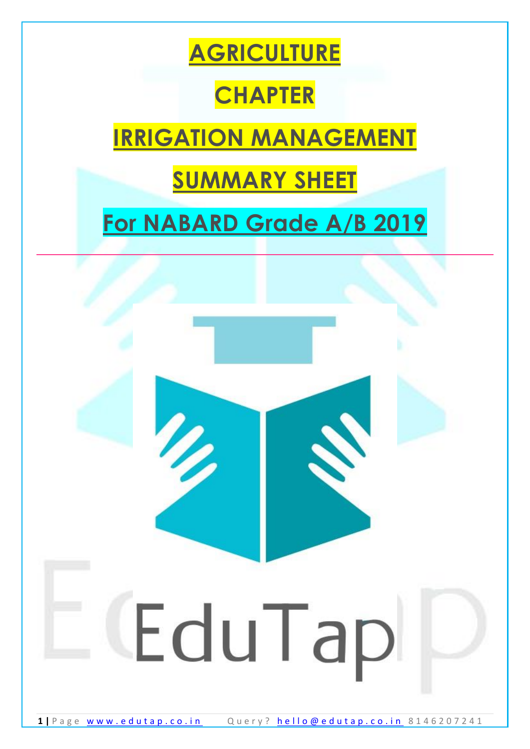# AGRICULTURE

# CHAPTER

# IRRIGATION MANAGEMENT

# SUMMARY SHEET

# For NABARD Grade A/B 2019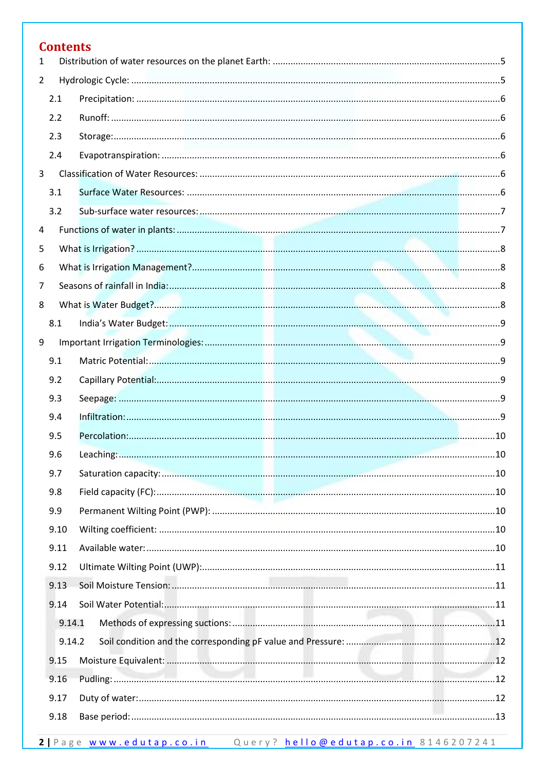# Contents

1 Distribution of water resources on the planet Earth: ........................................ 5

2 Hydrologic Cycle: ........................................ 5

- 2.1 Precipitation: ........................................ 6
- 2.2 Runoff: ........................................ 6
- 2.3 Storage: ........................................ 6
- 2.4 Evapotranspiration: ........................................ 6

3 Classification of Water Resources: ........................................ 6

- 3.1 Surface Water Resources: ........................................ 6
- 3.2 Sub-surface water resources: ........................................ 7

4 Functions of water in plants: ........................................ 7

5 What is Irrigation? ........................................ 8

6 What is Irrigation Management? ........................................ 8

7 Seasons of rainfall in India: ........................................ 8

8 What is Water Budget? ........................................ 8

- 8.1 India's Water Budget: ........................................ 9

9 Important Irrigation Terminologies: ........................................ 9

- 9.1 Matric Potential: ........................................ 9
- 9.2 Capillary Potential: ........................................ 9
- 9.3 Seepage: ........................................ 9
- 9.4 Infiltration: ........................................ 9
- 9.5 Percolation: ........................................ 10
- 9.6 Leaching: ........................................ 10
- 9.7 Saturation capacity: ........................................ 10
- 9.8 Field capacity (FC): ........................................ 10
- 9.9 Permanent Wilting Point (PWP): ........................................ 10
- 9.10 Wilting coefficient: ........................................ 10
- 9.11 Available water: ........................................ 10
- 9.12 Ultimate Wilting Point (UWP): ........................................ 11
- 9.13 Soil Moisture Tension: ........................................ 11
- 9.14 Soil Water Potential: ........................................ 11
  - 9.14.1 Methods of expressing suctions: ........................................ 11
  - 9.14.2 Soil condition and the corresponding pF value and Pressure: ........................................ 12
- 9.15 Moisture Equivalent: ........................................ 12
- 9.16 Pudling: ........................................ 12
- 9.17 Duty of water: ........................................ 12
- 9.18 Base period: ........................................ 13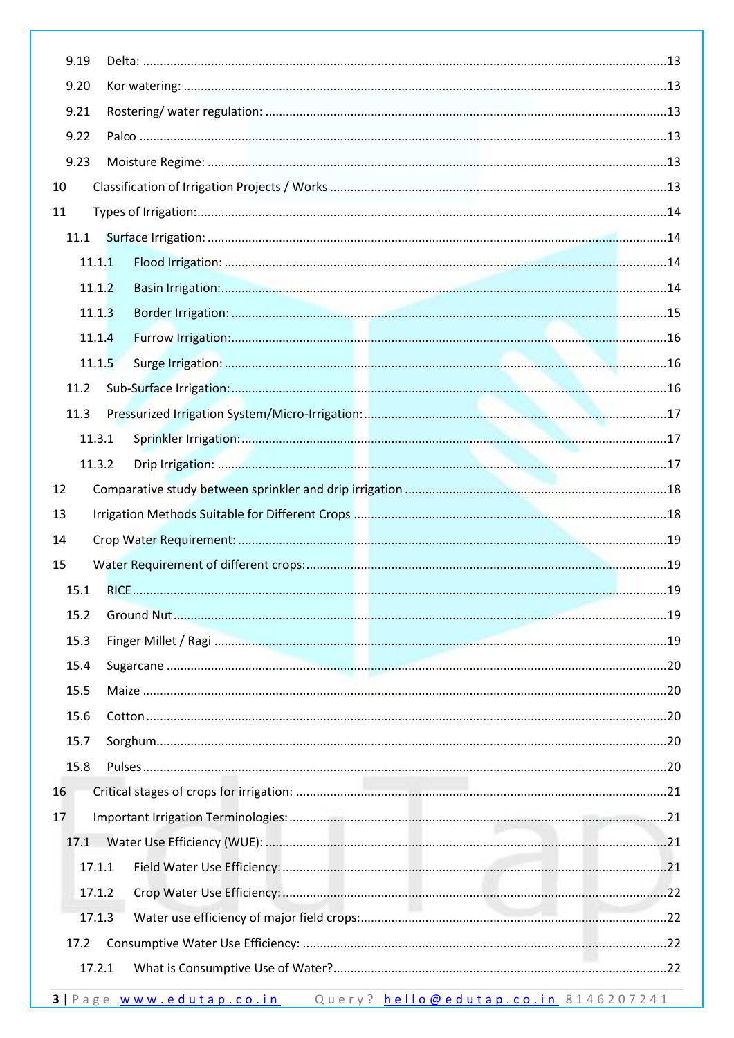9.19 Delta: ....................................................................................................................................13

9.20 Kor watering: ..........................................................................................................................13

9.21 Rostering/ water regulation: .....................................................................................................13

9.22 Palco ........................................................................................................................................13

9.23 Moisture Regime: .....................................................................................................................13

10 Classification of Irrigation Projects / Works ..................................................................................13

11 Types of Irrigation:........................................................................................................................14

11.1 Surface Irrigation: .....................................................................................................................14

11.1.1 Flood Irrigation: ...................................................................................................................14

11.1.2 Basin Irrigation:...................................................................................................................14

11.1.3 Border Irrigation: .................................................................................................................15

11.1.4 Furrow Irrigation:.................................................................................................................16

11.1.5 Surge Irrigation: ...................................................................................................................16

11.2 Sub-Surface Irrigation:...............................................................................................................16

11.3 Pressurized Irrigation System/Micro-Irrigation:.........................................................................17

11.3.1 Sprinkler Irrigation:..............................................................................................................17

11.3.2 Drip Irrigation: .....................................................................................................................17

12 Comparative study between sprinkler and drip irrigation ............................................................18

13 Irrigation Methods Suitable for Different Crops ..........................................................................18

14 Crop Water Requirement: ............................................................................................................19

15 Water Requirement of different crops:........................................................................................19

15.1 RICE ..........................................................................................................................................19

15.2 Ground Nut ...............................................................................................................................19

15.3 Finger Millet / Ragi ...................................................................................................................19

15.4 Sugarcane .................................................................................................................................20

15.5 Maize ........................................................................................................................................20

15.6 Cotton .......................................................................................................................................20

15.7 Sorghum....................................................................................................................................20

15.8 Pulses ........................................................................................................................................20

16 Critical stages of crops for irrigation: ...........................................................................................21

17 Important Irrigation Terminologies:..............................................................................................21

17.1 Water Use Efficiency (WUE): .....................................................................................................21

17.1.1 Field Water Use Efficiency: ..................................................................................................21

17.1.2 Crop Water Use Efficiency: ..................................................................................................22

17.1.3 Water use efficiency of major field crops:............................................................................22

17.2 Consumptive Water Use Efficiency: ..........................................................................................22

17.2.1 What is Consumptive Use of Water?....................................................................................22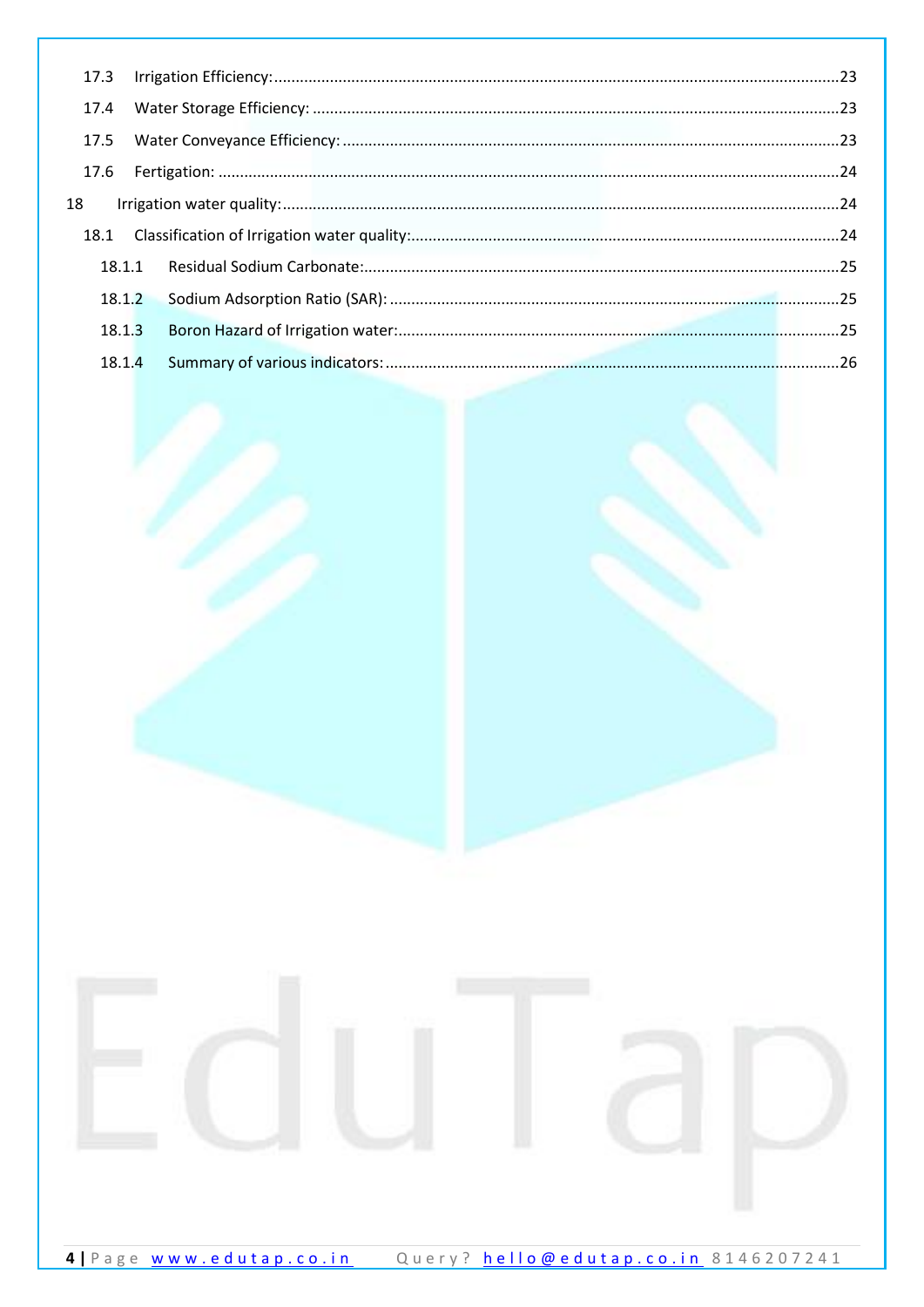- 17.3 Irrigation Efficiency: ........ 23
- 17.4 Water Storage Efficiency: ........ 23
- 17.5 Water Conveyance Efficiency: ........ 23
- 17.6 Fertigation: ........ 24
- 18 Irrigation water quality: ........ 24
  - 18.1 Classification of Irrigation water quality: ........ 24
    - 18.1.1 Residual Sodium Carbonate: ........ 25
    - 18.1.2 Sodium Adsorption Ratio (SAR): ........ 25
    - 18.1.3 Boron Hazard of Irrigation water: ........ 25
    - 18.1.4 Summary of various indicators: ........ 26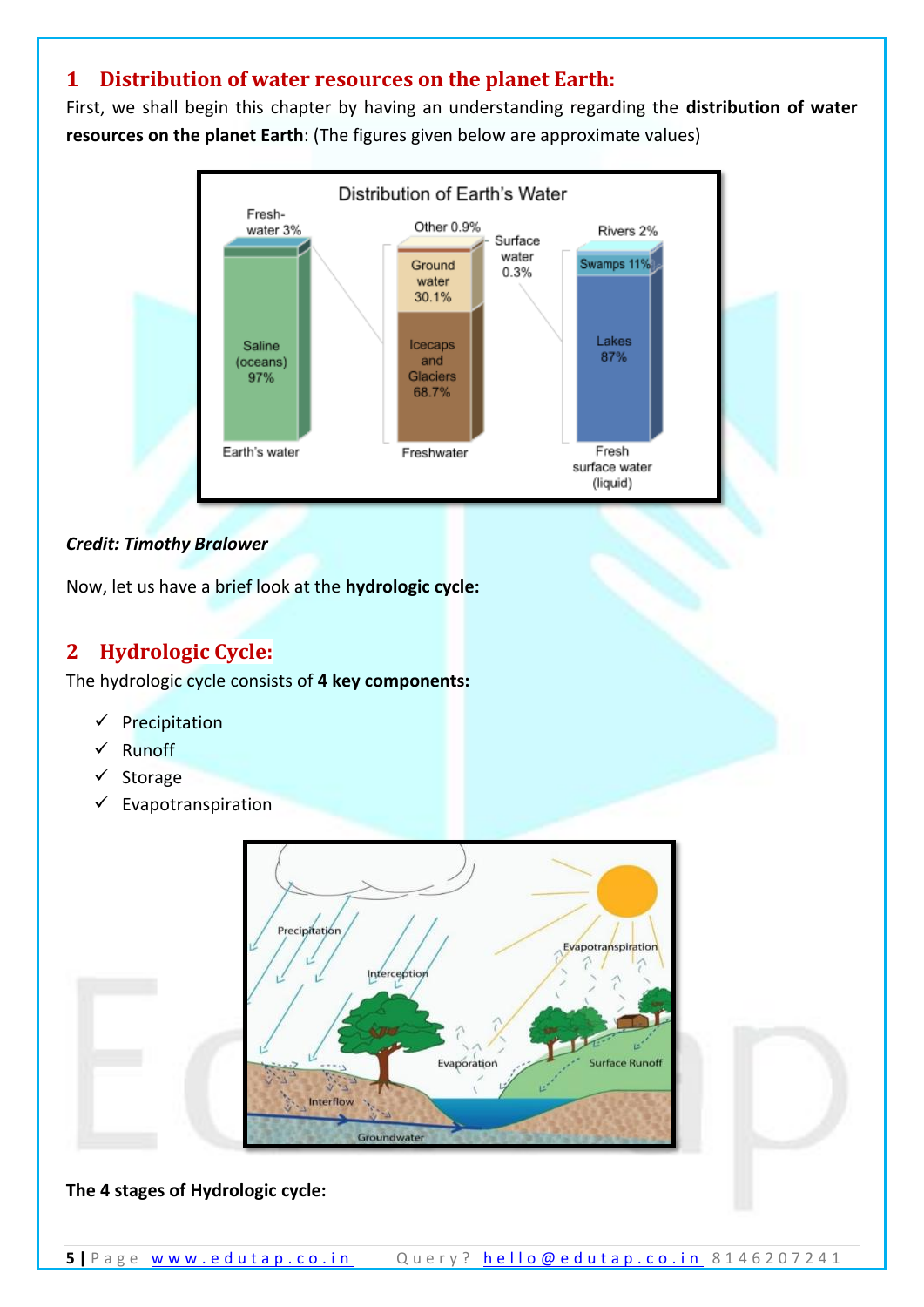## 1 Distribution of water resources on the planet Earth:

First, we shall begin this chapter by having an understanding regarding the **distribution of water resources on the planet Earth**: (The figures given below are approximate values)

***Credit: Timothy Bralower***

Now, let us have a brief look at the **hydrologic cycle:**

## 2 Hydrologic Cycle:

The hydrologic cycle consists of **4 key components:**

- ✓ Precipitation
- ✓ Runoff
- ✓ Storage
- ✓ Evapotranspiration

**The 4 stages of Hydrologic cycle:**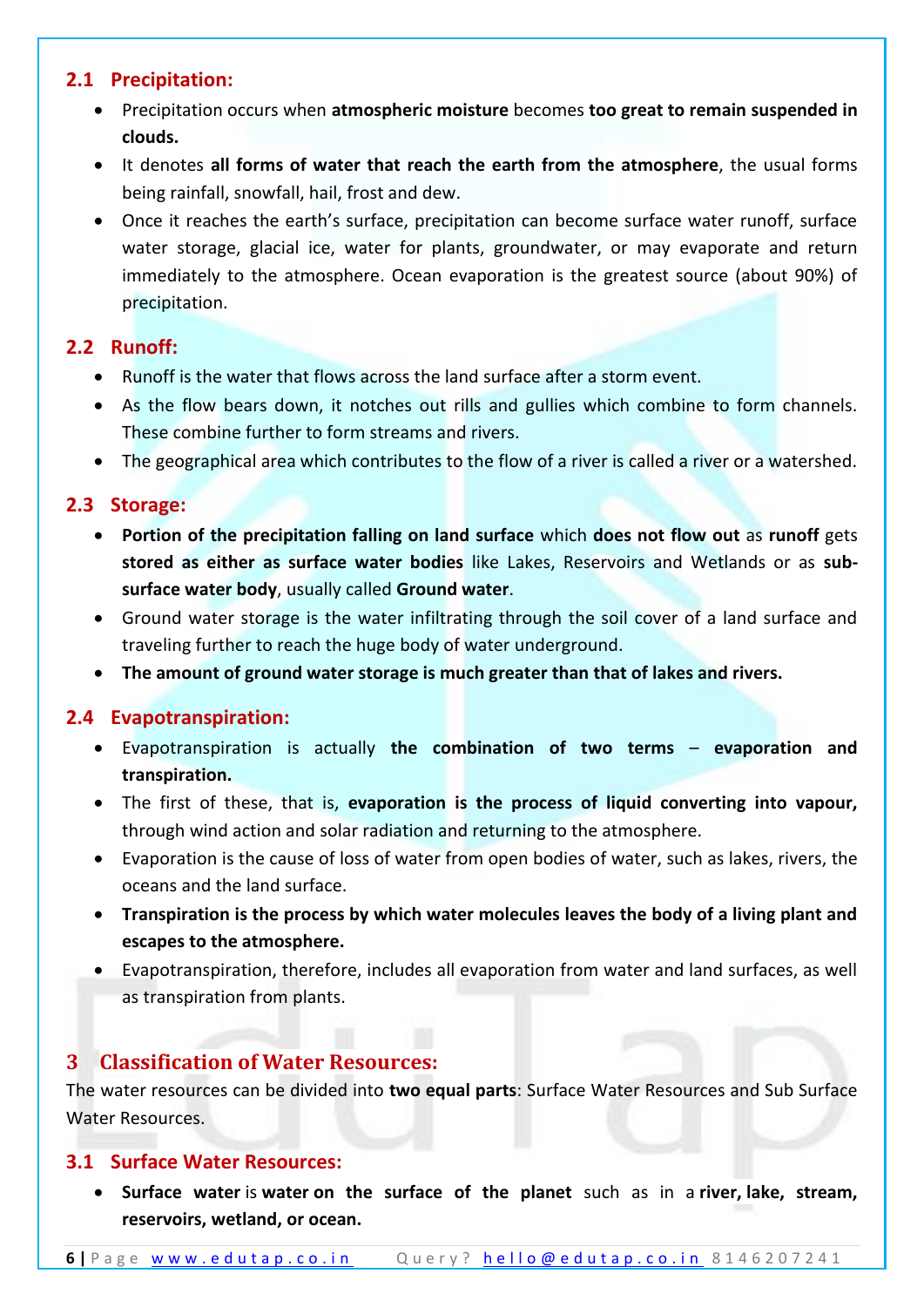### 2.1 Precipitation:

- Precipitation occurs when **atmospheric moisture** becomes **too great to remain suspended in clouds.**
- It denotes **all forms of water that reach the earth from the atmosphere**, the usual forms being rainfall, snowfall, hail, frost and dew.
- Once it reaches the earth's surface, precipitation can become surface water runoff, surface water storage, glacial ice, water for plants, groundwater, or may evaporate and return immediately to the atmosphere. Ocean evaporation is the greatest source (about 90%) of precipitation.

### 2.2 Runoff:

- Runoff is the water that flows across the land surface after a storm event.
- As the flow bears down, it notches out rills and gullies which combine to form channels. These combine further to form streams and rivers.
- The geographical area which contributes to the flow of a river is called a river or a watershed.

### 2.3 Storage:

- **Portion of the precipitation falling on land surface** which **does not flow out** as **runoff** gets **stored as either as surface water bodies** like Lakes, Reservoirs and Wetlands or as **sub-surface water body**, usually called **Ground water**.
- Ground water storage is the water infiltrating through the soil cover of a land surface and traveling further to reach the huge body of water underground.
- **The amount of ground water storage is much greater than that of lakes and rivers.**

### 2.4 Evapotranspiration:

- Evapotranspiration is actually **the combination of two terms – evaporation and transpiration.**
- The first of these, that is, **evaporation is the process of liquid converting into vapour,** through wind action and solar radiation and returning to the atmosphere.
- Evaporation is the cause of loss of water from open bodies of water, such as lakes, rivers, the oceans and the land surface.
- **Transpiration is the process by which water molecules leaves the body of a living plant and escapes to the atmosphere.**
- Evapotranspiration, therefore, includes all evaporation from water and land surfaces, as well as transpiration from plants.

## 3 Classification of Water Resources:

The water resources can be divided into **two equal parts**: Surface Water Resources and Sub Surface Water Resources.

### 3.1 Surface Water Resources:

- **Surface water** is **water on the surface of the planet** such as in a **river, lake, stream, reservoirs, wetland, or ocean.**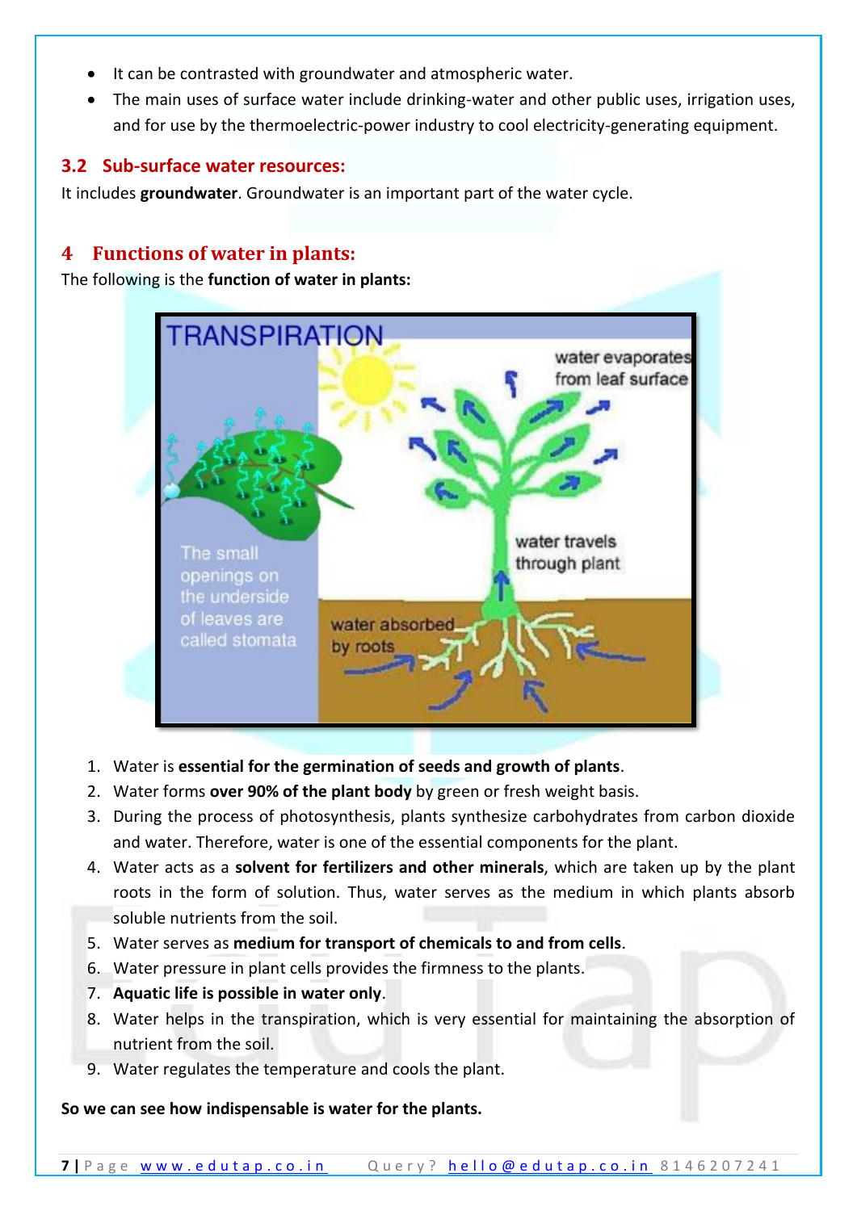- It can be contrasted with groundwater and atmospheric water.
- The main uses of surface water include drinking-water and other public uses, irrigation uses, and for use by the thermoelectric-power industry to cool electricity-generating equipment.

### 3.2 Sub-surface water resources:

It includes **groundwater**. Groundwater is an important part of the water cycle.

## 4 Functions of water in plants:

The following is the **function of water in plants:**

1. Water is **essential for the germination of seeds and growth of plants**.
2. Water forms **over 90% of the plant body** by green or fresh weight basis.
3. During the process of photosynthesis, plants synthesize carbohydrates from carbon dioxide and water. Therefore, water is one of the essential components for the plant.
4. Water acts as a **solvent for fertilizers and other minerals**, which are taken up by the plant roots in the form of solution. Thus, water serves as the medium in which plants absorb soluble nutrients from the soil.
5. Water serves as **medium for transport of chemicals to and from cells**.
6. Water pressure in plant cells provides the firmness to the plants.
7. **Aquatic life is possible in water only**.
8. Water helps in the transpiration, which is very essential for maintaining the absorption of nutrient from the soil.
9. Water regulates the temperature and cools the plant.

**So we can see how indispensable is water for the plants.**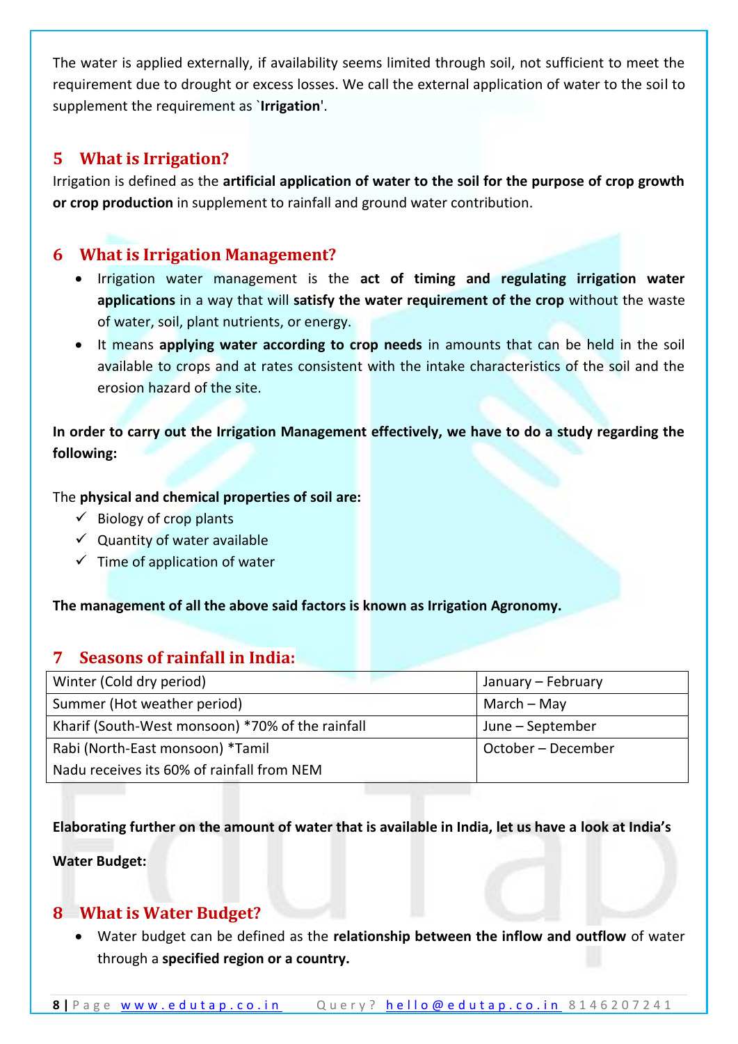The water is applied externally, if availability seems limited through soil, not sufficient to meet the requirement due to drought or excess losses. We call the external application of water to the soil to supplement the requirement as `**Irrigation**'.

## 5 What is Irrigation?

Irrigation is defined as the **artificial application of water to the soil for the purpose of crop growth or crop production** in supplement to rainfall and ground water contribution.

## 6 What is Irrigation Management?

- Irrigation water management is the **act of timing and regulating irrigation water applications** in a way that will **satisfy the water requirement of the crop** without the waste of water, soil, plant nutrients, or energy.
- It means **applying water according to crop needs** in amounts that can be held in the soil available to crops and at rates consistent with the intake characteristics of the soil and the erosion hazard of the site.

**In order to carry out the Irrigation Management effectively, we have to do a study regarding the following:**

The **physical and chemical properties of soil are:**

- ✓ Biology of crop plants
- ✓ Quantity of water available
- ✓ Time of application of water

**The management of all the above said factors is known as Irrigation Agronomy.**

## 7 Seasons of rainfall in India:

| Season | Period |
|---|---|
| Winter (Cold dry period) | January – February |
| Summer (Hot weather period) | March – May |
| Kharif (South-West monsoon) *70% of the rainfall | June – September |
| Rabi (North-East monsoon) *Tamil Nadu receives its 60% of rainfall from NEM | October – December |

**Elaborating further on the amount of water that is available in India, let us have a look at India's Water Budget:**

## 8 What is Water Budget?

- Water budget can be defined as the **relationship between the inflow and outflow** of water through a **specified region or a country.**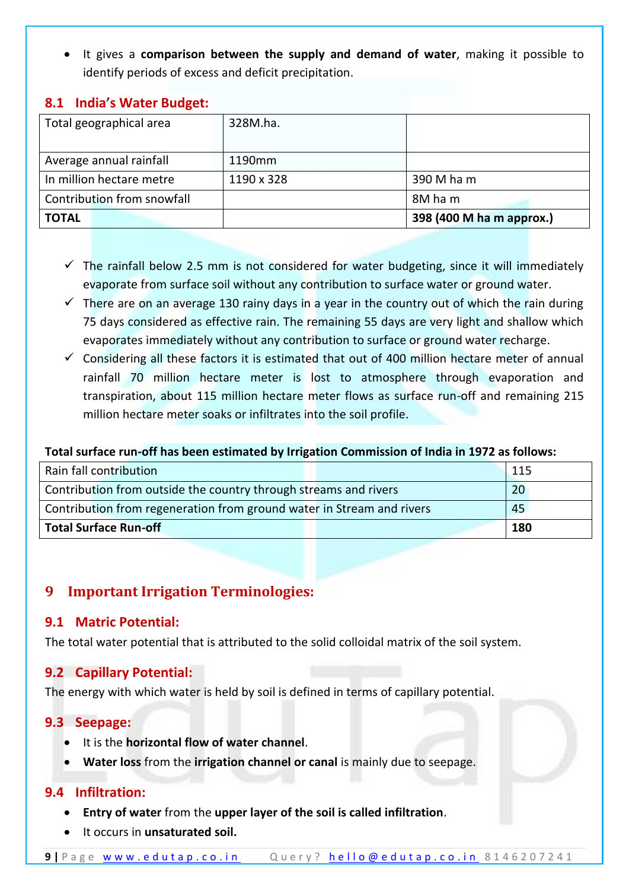- It gives a **comparison between the supply and demand of water**, making it possible to identify periods of excess and deficit precipitation.

## 8.1 India's Water Budget:

| Total geographical area | 328M.ha. | |
|---|---|---|
| Average annual rainfall | 1190mm | |
| In million hectare metre | 1190 x 328 | 390 M ha m |
| Contribution from snowfall | | 8M ha m |
| **TOTAL** | | **398 (400 M ha m approx.)** |

- ✓ The rainfall below 2.5 mm is not considered for water budgeting, since it will immediately evaporate from surface soil without any contribution to surface water or ground water.
- ✓ There are on an average 130 rainy days in a year in the country out of which the rain during 75 days considered as effective rain. The remaining 55 days are very light and shallow which evaporates immediately without any contribution to surface or ground water recharge.
- ✓ Considering all these factors it is estimated that out of 400 million hectare meter of annual rainfall 70 million hectare meter is lost to atmosphere through evaporation and transpiration, about 115 million hectare meter flows as surface run-off and remaining 215 million hectare meter soaks or infiltrates into the soil profile.

**Total surface run-off has been estimated by Irrigation Commission of India in 1972 as follows:**

| Rain fall contribution | 115 |
|---|---|
| Contribution from outside the country through streams and rivers | 20 |
| Contribution from regeneration from ground water in Stream and rivers | 45 |
| **Total Surface Run-off** | **180** |

# 9 Important Irrigation Terminologies:

## 9.1 Matric Potential:

The total water potential that is attributed to the solid colloidal matrix of the soil system.

## 9.2 Capillary Potential:

The energy with which water is held by soil is defined in terms of capillary potential.

## 9.3 Seepage:

- It is the **horizontal flow of water channel**.
- **Water loss** from the **irrigation channel or canal** is mainly due to seepage.

## 9.4 Infiltration:

- **Entry of water** from the **upper layer of the soil is called infiltration**.
- It occurs in **unsaturated soil.**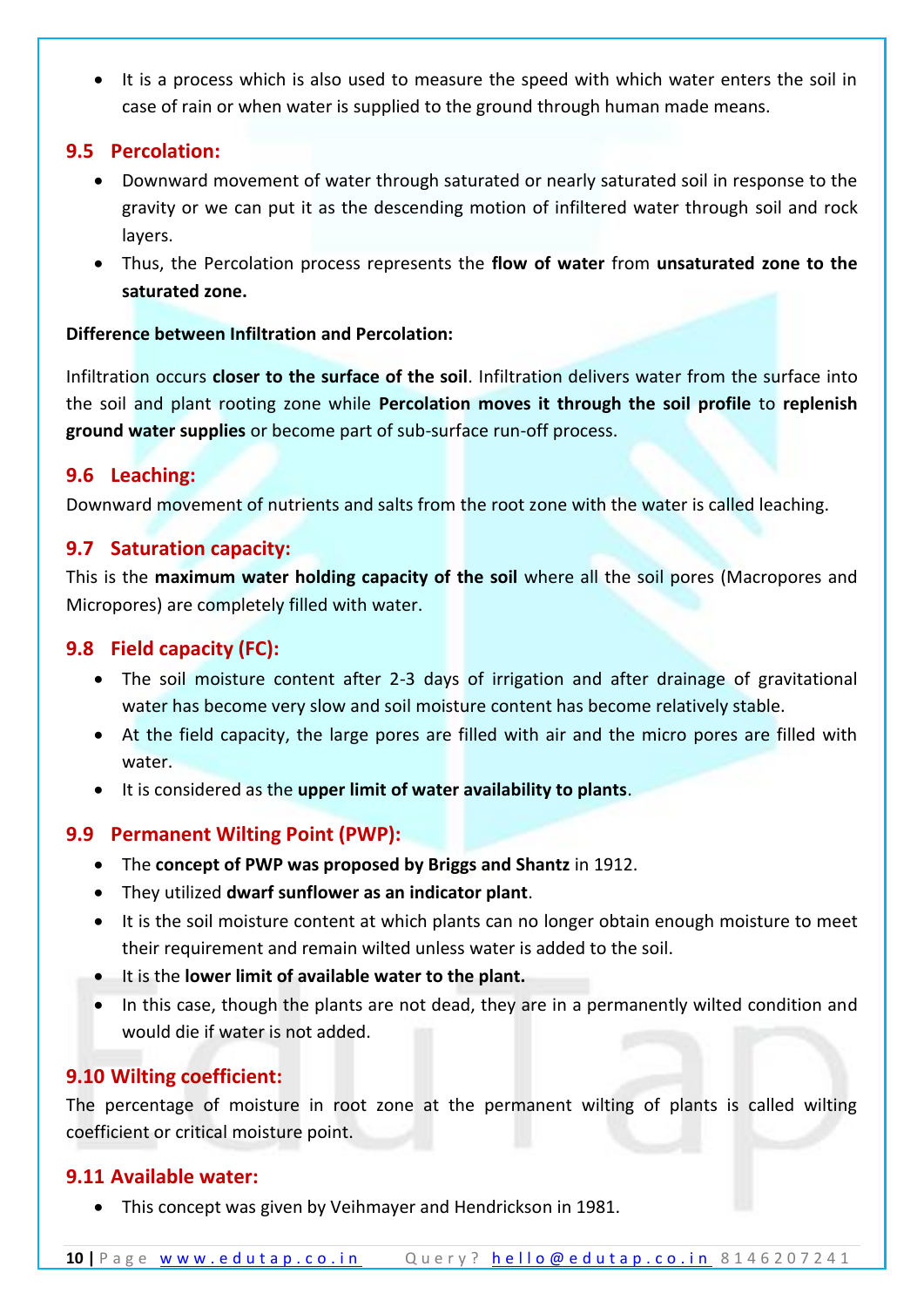- It is a process which is also used to measure the speed with which water enters the soil in case of rain or when water is supplied to the ground through human made means.

## 9.5 Percolation:

- Downward movement of water through saturated or nearly saturated soil in response to the gravity or we can put it as the descending motion of infiltered water through soil and rock layers.
- Thus, the Percolation process represents the **flow of water** from **unsaturated zone to the saturated zone.**

**Difference between Infiltration and Percolation:**

Infiltration occurs **closer to the surface of the soil**. Infiltration delivers water from the surface into the soil and plant rooting zone while **Percolation moves it through the soil profile** to **replenish ground water supplies** or become part of sub-surface run-off process.

## 9.6 Leaching:

Downward movement of nutrients and salts from the root zone with the water is called leaching.

## 9.7 Saturation capacity:

This is the **maximum water holding capacity of the soil** where all the soil pores (Macropores and Micropores) are completely filled with water.

## 9.8 Field capacity (FC):

- The soil moisture content after 2-3 days of irrigation and after drainage of gravitational water has become very slow and soil moisture content has become relatively stable.
- At the field capacity, the large pores are filled with air and the micro pores are filled with water.
- It is considered as the **upper limit of water availability to plants**.

## 9.9 Permanent Wilting Point (PWP):

- The **concept of PWP was proposed by Briggs and Shantz** in 1912.
- They utilized **dwarf sunflower as an indicator plant**.
- It is the soil moisture content at which plants can no longer obtain enough moisture to meet their requirement and remain wilted unless water is added to the soil.
- It is the **lower limit of available water to the plant.**
- In this case, though the plants are not dead, they are in a permanently wilted condition and would die if water is not added.

## 9.10 Wilting coefficient:

The percentage of moisture in root zone at the permanent wilting of plants is called wilting coefficient or critical moisture point.

## 9.11 Available water:

- This concept was given by Veihmayer and Hendrickson in 1981.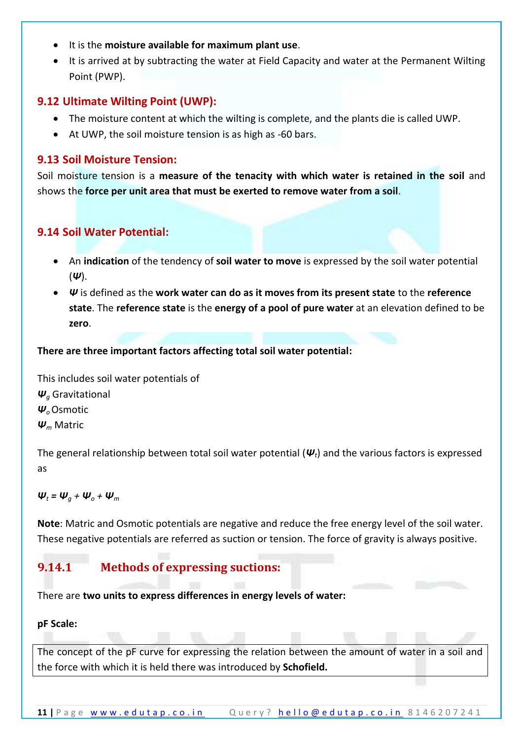- It is the **moisture available for maximum plant use**.
- It is arrived at by subtracting the water at Field Capacity and water at the Permanent Wilting Point (PWP).

## 9.12 Ultimate Wilting Point (UWP):

- The moisture content at which the wilting is complete, and the plants die is called UWP.
- At UWP, the soil moisture tension is as high as -60 bars.

## 9.13 Soil Moisture Tension:

Soil moisture tension is a **measure of the tenacity with which water is retained in the soil** and shows the **force per unit area that must be exerted to remove water from a soil**.

## 9.14 Soil Water Potential:

- An **indication** of the tendency of **soil water to move** is expressed by the soil water potential (***Ψ***).
- ***Ψ*** is defined as the **work water can do as it moves from its present state** to the **reference state**. The **reference state** is the **energy of a pool of pure water** at an elevation defined to be **zero**.

**There are three important factors affecting total soil water potential:**

This includes soil water potentials of

$\Psi_g$ Gravitational

$\Psi_o$ Osmotic

$\Psi_m$ Matric

The general relationship between total soil water potential ($\Psi_t$) and the various factors is expressed as

$$\Psi_t = \Psi_g + \Psi_o + \Psi_m$$

**Note**: Matric and Osmotic potentials are negative and reduce the free energy level of the soil water. These negative potentials are referred as suction or tension. The force of gravity is always positive.

### 9.14.1 Methods of expressing suctions:

There are **two units to express differences in energy levels of water:**

**pF Scale:**

The concept of the pF curve for expressing the relation between the amount of water in a soil and the force with which it is held there was introduced by **Schofield.**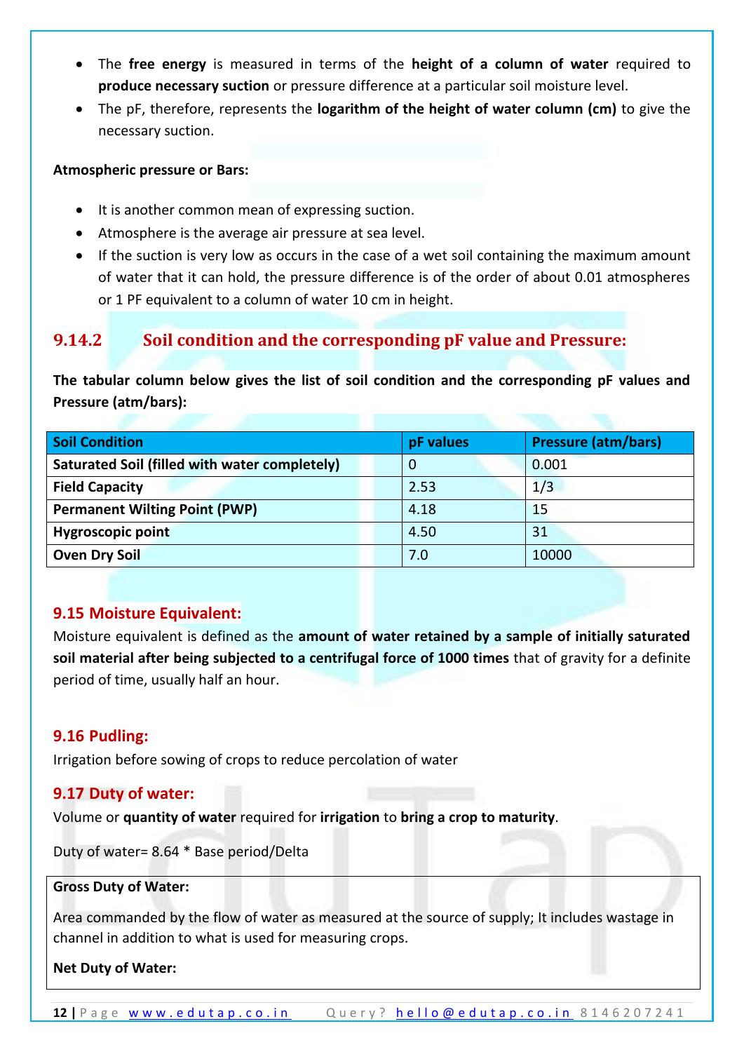- The **free energy** is measured in terms of the **height of a column of water** required to **produce necessary suction** or pressure difference at a particular soil moisture level.
- The pF, therefore, represents the **logarithm of the height of water column (cm)** to give the necessary suction.

**Atmospheric pressure or Bars:**

- It is another common mean of expressing suction.
- Atmosphere is the average air pressure at sea level.
- If the suction is very low as occurs in the case of a wet soil containing the maximum amount of water that it can hold, the pressure difference is of the order of about 0.01 atmospheres or 1 PF equivalent to a column of water 10 cm in height.

### 9.14.2 Soil condition and the corresponding pF value and Pressure:

**The tabular column below gives the list of soil condition and the corresponding pF values and Pressure (atm/bars):**

| Soil Condition | pF values | Pressure (atm/bars) |
|---|---|---|
| **Saturated Soil (filled with water completely)** | 0 | 0.001 |
| **Field Capacity** | 2.53 | 1/3 |
| **Permanent Wilting Point (PWP)** | 4.18 | 15 |
| **Hygroscopic point** | 4.50 | 31 |
| **Oven Dry Soil** | 7.0 | 10000 |

## 9.15 Moisture Equivalent:

Moisture equivalent is defined as the **amount of water retained by a sample of initially saturated soil material after being subjected to a centrifugal force of 1000 times** that of gravity for a definite period of time, usually half an hour.

## 9.16 Pudling:

Irrigation before sowing of crops to reduce percolation of water

## 9.17 Duty of water:

Volume or **quantity of water** required for **irrigation** to **bring a crop to maturity**.

Duty of water= 8.64 * Base period/Delta

**Gross Duty of Water:**

Area commanded by the flow of water as measured at the source of supply; It includes wastage in channel in addition to what is used for measuring crops.

**Net Duty of Water:**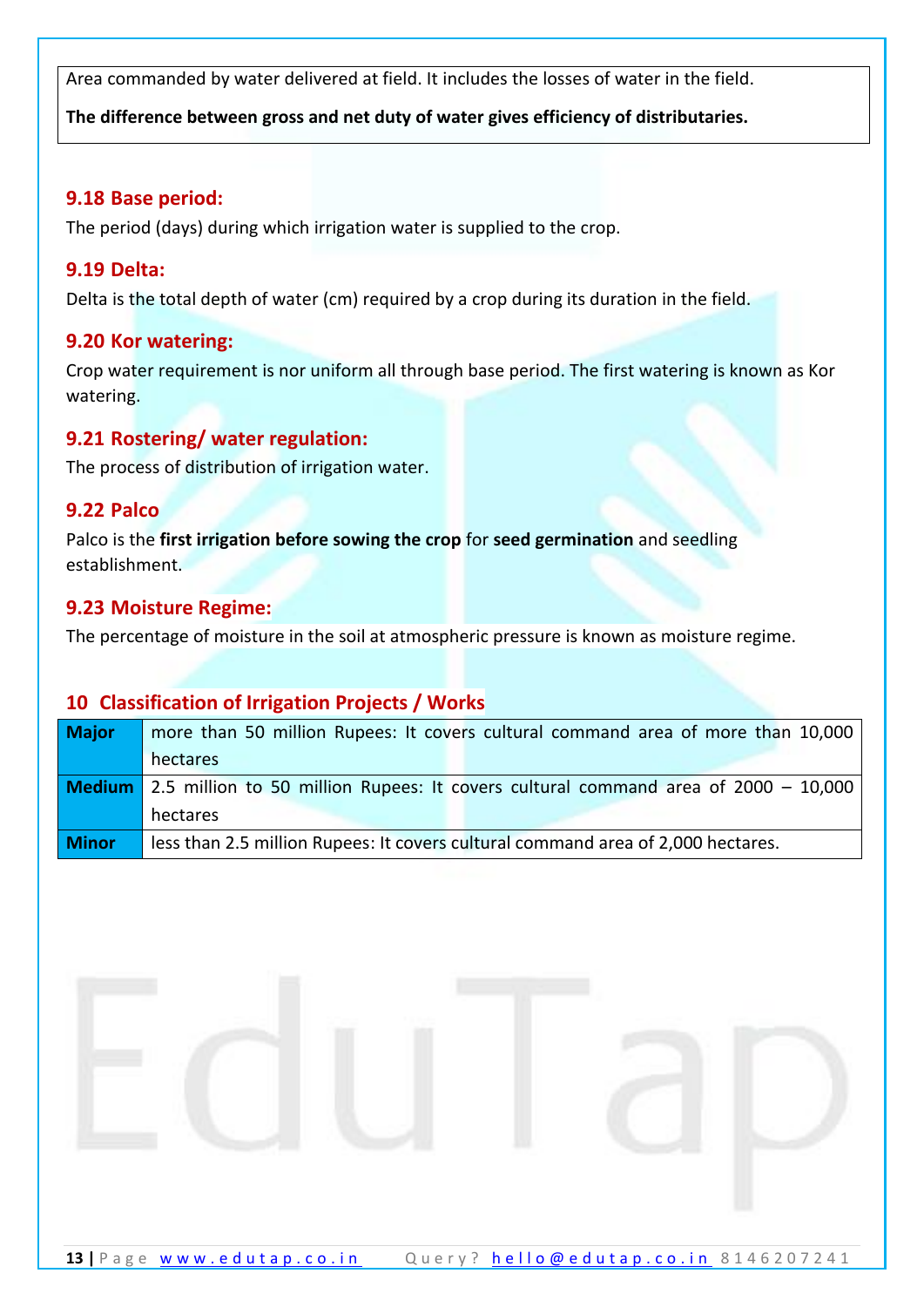Area commanded by water delivered at field. It includes the losses of water in the field.

**The difference between gross and net duty of water gives efficiency of distributaries.**

### 9.18 Base period:

The period (days) during which irrigation water is supplied to the crop.

### 9.19 Delta:

Delta is the total depth of water (cm) required by a crop during its duration in the field.

### 9.20 Kor watering:

Crop water requirement is nor uniform all through base period. The first watering is known as Kor watering.

### 9.21 Rostering/ water regulation:

The process of distribution of irrigation water.

### 9.22 Palco

Palco is the **first irrigation before sowing the crop** for **seed germination** and seedling establishment.

### 9.23 Moisture Regime:

The percentage of moisture in the soil at atmospheric pressure is known as moisture regime.

## 10 Classification of Irrigation Projects / Works

| | |
|---|---|
| **Major** | more than 50 million Rupees: It covers cultural command area of more than 10,000 hectares |
| **Medium** | 2.5 million to 50 million Rupees: It covers cultural command area of 2000 – 10,000 hectares |
| **Minor** | less than 2.5 million Rupees: It covers cultural command area of 2,000 hectares. |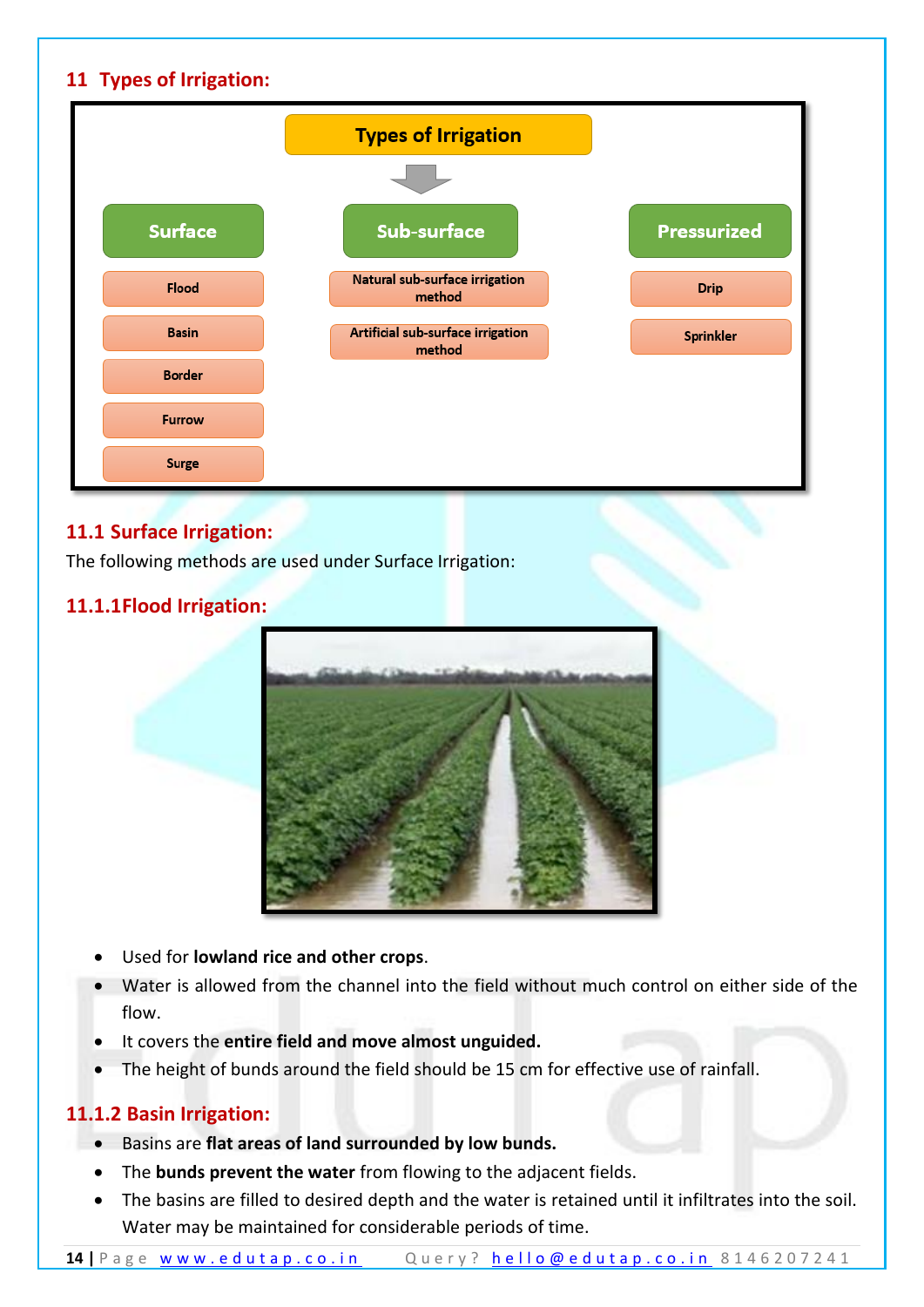## 11 Types of Irrigation:

**Types of Irrigation**

| Surface | Sub-surface | Pressurized |
|---|---|---|
| Flood | Natural sub-surface irrigation method | Drip |
| Basin | Artificial sub-surface irrigation method | Sprinkler |
| Border | | |
| Furrow | | |
| Surge | | |

### 11.1 Surface Irrigation:

The following methods are used under Surface Irrigation:

### 11.1.1Flood Irrigation:

- Used for **lowland rice and other crops**.
- Water is allowed from the channel into the field without much control on either side of the flow.
- It covers the **entire field and move almost unguided.**
- The height of bunds around the field should be 15 cm for effective use of rainfall.

### 11.1.2 Basin Irrigation:

- Basins are **flat areas of land surrounded by low bunds.**
- The **bunds prevent the water** from flowing to the adjacent fields.
- The basins are filled to desired depth and the water is retained until it infiltrates into the soil. Water may be maintained for considerable periods of time.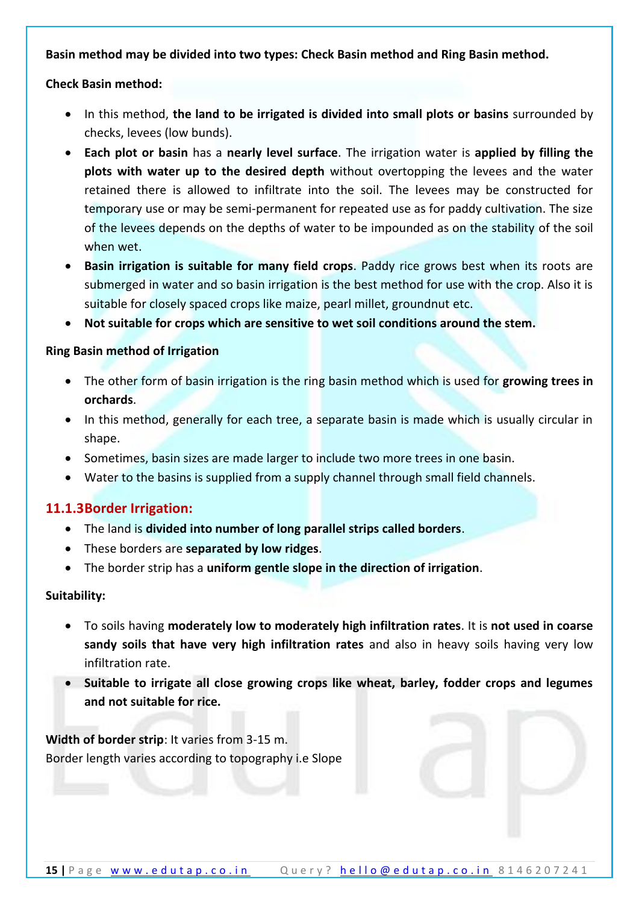**Basin method may be divided into two types: Check Basin method and Ring Basin method.**

**Check Basin method:**

- In this method, **the land to be irrigated is divided into small plots or basins** surrounded by checks, levees (low bunds).
- **Each plot or basin** has a **nearly level surface**. The irrigation water is **applied by filling the plots with water up to the desired depth** without overtopping the levees and the water retained there is allowed to infiltrate into the soil. The levees may be constructed for temporary use or may be semi-permanent for repeated use as for paddy cultivation. The size of the levees depends on the depths of water to be impounded as on the stability of the soil when wet.
- **Basin irrigation is suitable for many field crops**. Paddy rice grows best when its roots are submerged in water and so basin irrigation is the best method for use with the crop. Also it is suitable for closely spaced crops like maize, pearl millet, groundnut etc.
- **Not suitable for crops which are sensitive to wet soil conditions around the stem.**

**Ring Basin method of Irrigation**

- The other form of basin irrigation is the ring basin method which is used for **growing trees in orchards**.
- In this method, generally for each tree, a separate basin is made which is usually circular in shape.
- Sometimes, basin sizes are made larger to include two more trees in one basin.
- Water to the basins is supplied from a supply channel through small field channels.

## 11.1.3Border Irrigation:

- The land is **divided into number of long parallel strips called borders**.
- These borders are **separated by low ridges**.
- The border strip has a **uniform gentle slope in the direction of irrigation**.

**Suitability:**

- To soils having **moderately low to moderately high infiltration rates**. It is **not used in coarse sandy soils that have very high infiltration rates** and also in heavy soils having very low infiltration rate.
- **Suitable to irrigate all close growing crops like wheat, barley, fodder crops and legumes and not suitable for rice.**

**Width of border strip**: It varies from 3-15 m.
Border length varies according to topography i.e Slope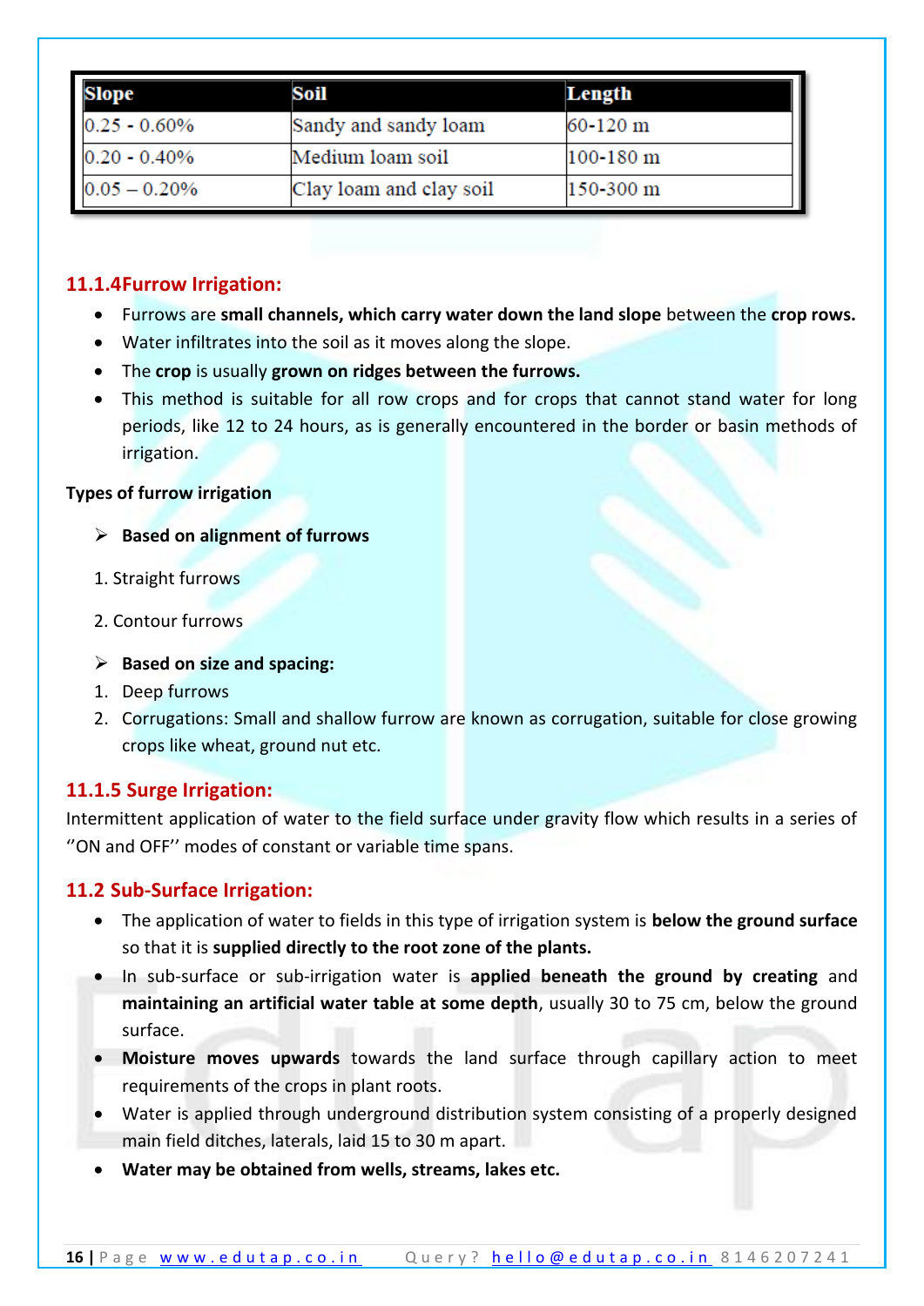| Slope | Soil | Length |
|---|---|---|
| 0.25 - 0.60% | Sandy and sandy loam | 60-120 m |
| 0.20 - 0.40% | Medium loam soil | 100-180 m |
| 0.05 – 0.20% | Clay loam and clay soil | 150-300 m |

### 11.1.4Furrow Irrigation:

- Furrows are **small channels, which carry water down the land slope** between the **crop rows.**
- Water infiltrates into the soil as it moves along the slope.
- The **crop** is usually **grown on ridges between the furrows.**
- This method is suitable for all row crops and for crops that cannot stand water for long periods, like 12 to 24 hours, as is generally encountered in the border or basin methods of irrigation.

**Types of furrow irrigation**

- **Based on alignment of furrows**

1. Straight furrows
2. Contour furrows

- **Based on size and spacing:**

1. Deep furrows
2. Corrugations: Small and shallow furrow are known as corrugation, suitable for close growing crops like wheat, ground nut etc.

### 11.1.5 Surge Irrigation:

Intermittent application of water to the field surface under gravity flow which results in a series of ''ON and OFF'' modes of constant or variable time spans.

## 11.2 Sub-Surface Irrigation:

- The application of water to fields in this type of irrigation system is **below the ground surface** so that it is **supplied directly to the root zone of the plants.**
- In sub-surface or sub-irrigation water is **applied beneath the ground by creating** and **maintaining an artificial water table at some depth**, usually 30 to 75 cm, below the ground surface.
- **Moisture moves upwards** towards the land surface through capillary action to meet requirements of the crops in plant roots.
- Water is applied through underground distribution system consisting of a properly designed main field ditches, laterals, laid 15 to 30 m apart.
- **Water may be obtained from wells, streams, lakes etc.**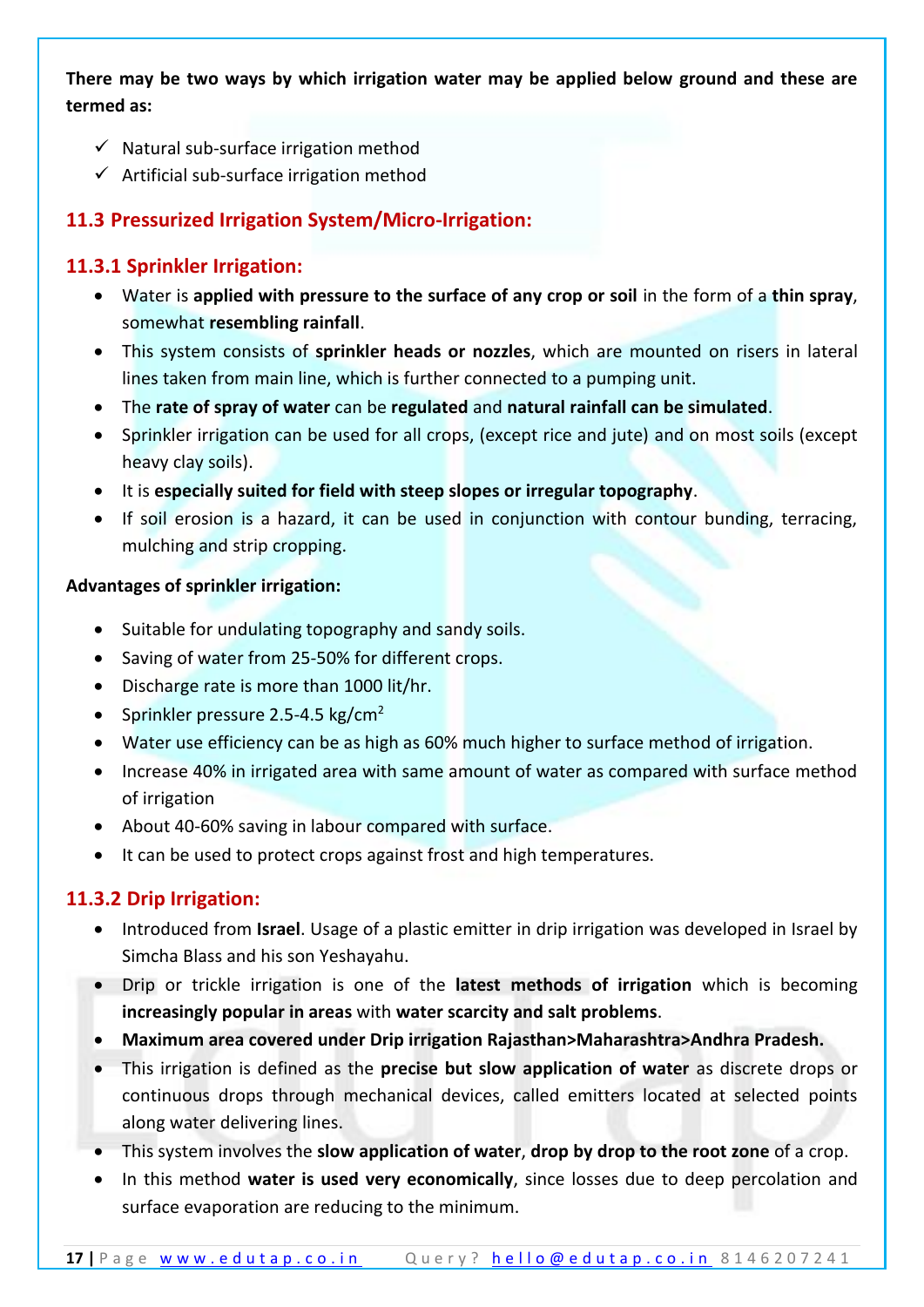**There may be two ways by which irrigation water may be applied below ground and these are termed as:**

- ✓ Natural sub-surface irrigation method
- ✓ Artificial sub-surface irrigation method

## 11.3 Pressurized Irrigation System/Micro-Irrigation:

### 11.3.1 Sprinkler Irrigation:

- Water is **applied with pressure to the surface of any crop or soil** in the form of a **thin spray**, somewhat **resembling rainfall**.
- This system consists of **sprinkler heads or nozzles**, which are mounted on risers in lateral lines taken from main line, which is further connected to a pumping unit.
- The **rate of spray of water** can be **regulated** and **natural rainfall can be simulated**.
- Sprinkler irrigation can be used for all crops, (except rice and jute) and on most soils (except heavy clay soils).
- It is **especially suited for field with steep slopes or irregular topography**.
- If soil erosion is a hazard, it can be used in conjunction with contour bunding, terracing, mulching and strip cropping.

**Advantages of sprinkler irrigation:**

- Suitable for undulating topography and sandy soils.
- Saving of water from 25-50% for different crops.
- Discharge rate is more than 1000 lit/hr.
- Sprinkler pressure 2.5-4.5 kg/cm$^2$
- Water use efficiency can be as high as 60% much higher to surface method of irrigation.
- Increase 40% in irrigated area with same amount of water as compared with surface method of irrigation
- About 40-60% saving in labour compared with surface.
- It can be used to protect crops against frost and high temperatures.

### 11.3.2 Drip Irrigation:

- Introduced from **Israel**. Usage of a plastic emitter in drip irrigation was developed in Israel by Simcha Blass and his son Yeshayahu.
- Drip or trickle irrigation is one of the **latest methods of irrigation** which is becoming **increasingly popular in areas** with **water scarcity and salt problems**.
- **Maximum area covered under Drip irrigation Rajasthan>Maharashtra>Andhra Pradesh.**
- This irrigation is defined as the **precise but slow application of water** as discrete drops or continuous drops through mechanical devices, called emitters located at selected points along water delivering lines.
- This system involves the **slow application of water**, **drop by drop to the root zone** of a crop.
- In this method **water is used very economically**, since losses due to deep percolation and surface evaporation are reducing to the minimum.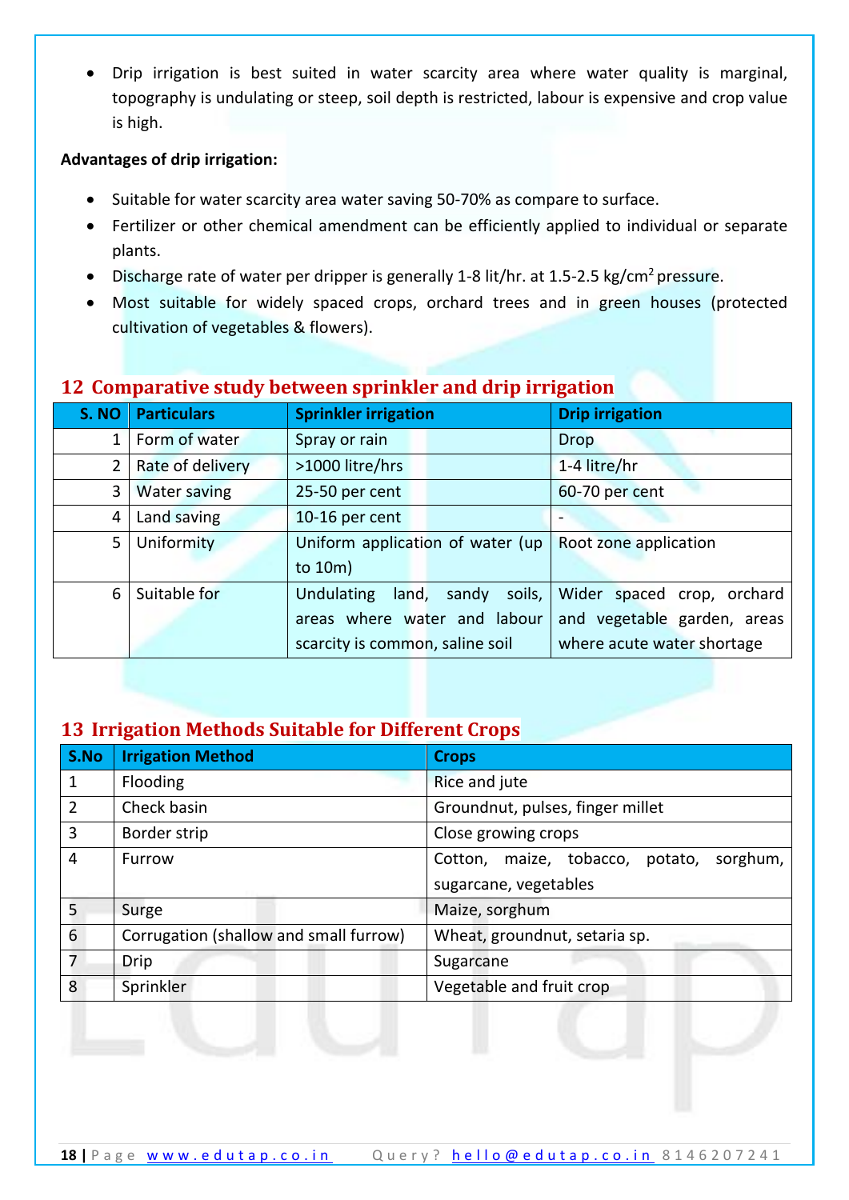- Drip irrigation is best suited in water scarcity area where water quality is marginal, topography is undulating or steep, soil depth is restricted, labour is expensive and crop value is high.

**Advantages of drip irrigation:**

- Suitable for water scarcity area water saving 50-70% as compare to surface.
- Fertilizer or other chemical amendment can be efficiently applied to individual or separate plants.
- Discharge rate of water per dripper is generally 1-8 lit/hr. at 1.5-2.5 kg/cm$^2$ pressure.
- Most suitable for widely spaced crops, orchard trees and in green houses (protected cultivation of vegetables & flowers).

## 12 Comparative study between sprinkler and drip irrigation

| S. NO | Particulars | Sprinkler irrigation | Drip irrigation |
|---|---|---|---|
| 1 | Form of water | Spray or rain | Drop |
| 2 | Rate of delivery | >1000 litre/hrs | 1-4 litre/hr |
| 3 | Water saving | 25-50 per cent | 60-70 per cent |
| 4 | Land saving | 10-16 per cent | - |
| 5 | Uniformity | Uniform application of water (up to 10m) | Root zone application |
| 6 | Suitable for | Undulating land, sandy soils, areas where water and labour scarcity is common, saline soil | Wider spaced crop, orchard and vegetable garden, areas where acute water shortage |

## 13 Irrigation Methods Suitable for Different Crops

| S.No | Irrigation Method | Crops |
|---|---|---|
| 1 | Flooding | Rice and jute |
| 2 | Check basin | Groundnut, pulses, finger millet |
| 3 | Border strip | Close growing crops |
| 4 | Furrow | Cotton, maize, tobacco, potato, sorghum, sugarcane, vegetables |
| 5 | Surge | Maize, sorghum |
| 6 | Corrugation (shallow and small furrow) | Wheat, groundnut, setaria sp. |
| 7 | Drip | Sugarcane |
| 8 | Sprinkler | Vegetable and fruit crop |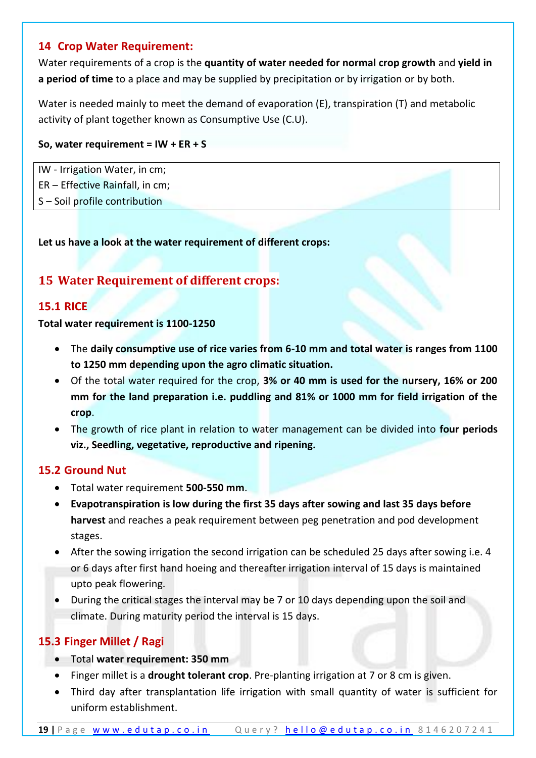## 14 Crop Water Requirement:

Water requirements of a crop is the **quantity of water needed for normal crop growth** and **yield in a period of time** to a place and may be supplied by precipitation or by irrigation or by both.

Water is needed mainly to meet the demand of evaporation (E), transpiration (T) and metabolic activity of plant together known as Consumptive Use (C.U).

**So, water requirement = IW + ER + S**

| IW - Irrigation Water, in cm;<br>ER – Effective Rainfall, in cm;<br>S – Soil profile contribution |
|---|

**Let us have a look at the water requirement of different crops:**

## 15 Water Requirement of different crops:

### 15.1 RICE

**Total water requirement is 1100-1250**

- The **daily consumptive use of rice varies from 6-10 mm and total water is ranges from 1100 to 1250 mm depending upon the agro climatic situation.**
- Of the total water required for the crop, **3% or 40 mm is used for the nursery, 16% or 200 mm for the land preparation i.e. puddling and 81% or 1000 mm for field irrigation of the crop**.
- The growth of rice plant in relation to water management can be divided into **four periods viz., Seedling, vegetative, reproductive and ripening.**

### 15.2 Ground Nut

- Total water requirement **500-550 mm**.
- **Evapotranspiration is low during the first 35 days after sowing and last 35 days before harvest** and reaches a peak requirement between peg penetration and pod development stages.
- After the sowing irrigation the second irrigation can be scheduled 25 days after sowing i.e. 4 or 6 days after first hand hoeing and thereafter irrigation interval of 15 days is maintained upto peak flowering.
- During the critical stages the interval may be 7 or 10 days depending upon the soil and climate. During maturity period the interval is 15 days.

### 15.3 Finger Millet / Ragi

- Total **water requirement: 350 mm**
- Finger millet is a **drought tolerant crop**. Pre-planting irrigation at 7 or 8 cm is given.
- Third day after transplantation life irrigation with small quantity of water is sufficient for uniform establishment.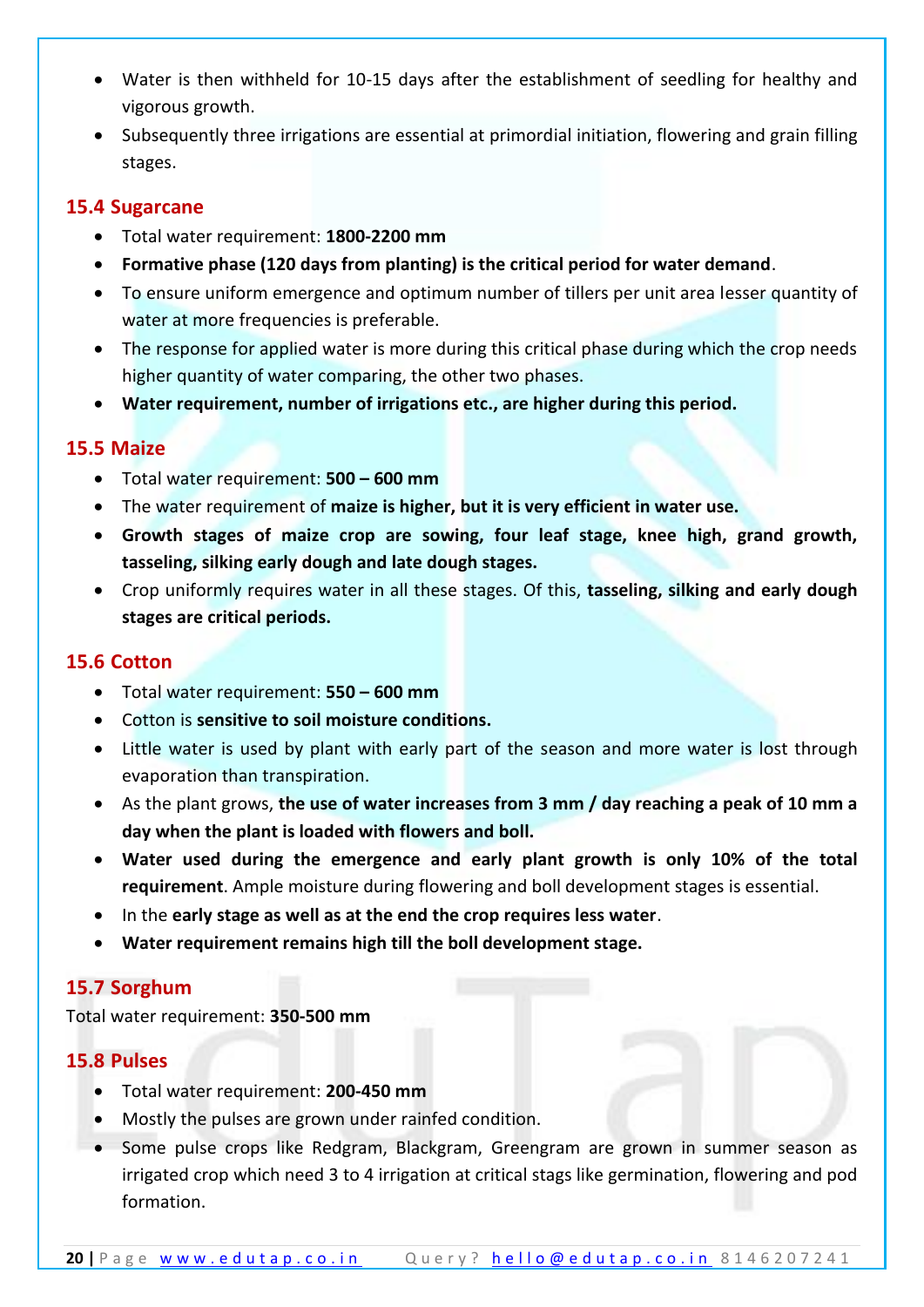- Water is then withheld for 10-15 days after the establishment of seedling for healthy and vigorous growth.
- Subsequently three irrigations are essential at primordial initiation, flowering and grain filling stages.

## 15.4 Sugarcane

- Total water requirement: **1800-2200 mm**
- **Formative phase (120 days from planting) is the critical period for water demand**.
- To ensure uniform emergence and optimum number of tillers per unit area lesser quantity of water at more frequencies is preferable.
- The response for applied water is more during this critical phase during which the crop needs higher quantity of water comparing, the other two phases.
- **Water requirement, number of irrigations etc., are higher during this period.**

## 15.5 Maize

- Total water requirement: **500 – 600 mm**
- The water requirement of **maize is higher, but it is very efficient in water use.**
- **Growth stages of maize crop are sowing, four leaf stage, knee high, grand growth, tasseling, silking early dough and late dough stages.**
- Crop uniformly requires water in all these stages. Of this, **tasseling, silking and early dough stages are critical periods.**

## 15.6 Cotton

- Total water requirement: **550 – 600 mm**
- Cotton is **sensitive to soil moisture conditions.**
- Little water is used by plant with early part of the season and more water is lost through evaporation than transpiration.
- As the plant grows, **the use of water increases from 3 mm / day reaching a peak of 10 mm a day when the plant is loaded with flowers and boll.**
- **Water used during the emergence and early plant growth is only 10% of the total requirement**. Ample moisture during flowering and boll development stages is essential.
- In the **early stage as well as at the end the crop requires less water**.
- **Water requirement remains high till the boll development stage.**

## 15.7 Sorghum

Total water requirement: **350-500 mm**

## 15.8 Pulses

- Total water requirement: **200-450 mm**
- Mostly the pulses are grown under rainfed condition.
- Some pulse crops like Redgram, Blackgram, Greengram are grown in summer season as irrigated crop which need 3 to 4 irrigation at critical stags like germination, flowering and pod formation.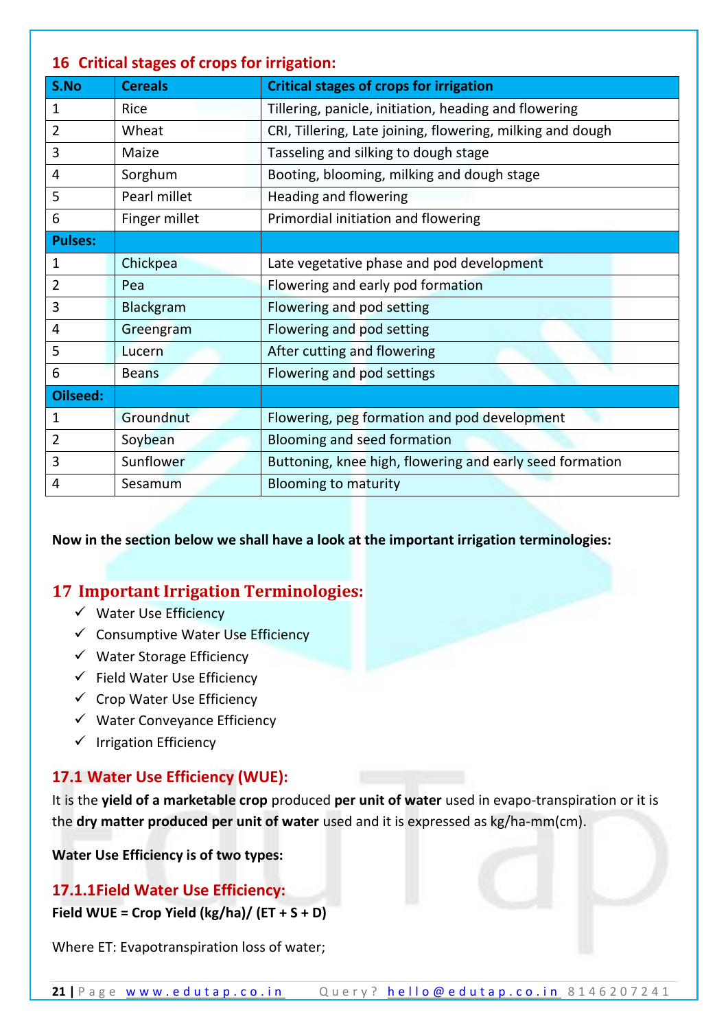## 16 Critical stages of crops for irrigation:

| S.No | Cereals | Critical stages of crops for irrigation |
|---|---|---|
| 1 | Rice | Tillering, panicle, initiation, heading and flowering |
| 2 | Wheat | CRI, Tillering, Late joining, flowering, milking and dough |
| 3 | Maize | Tasseling and silking to dough stage |
| 4 | Sorghum | Booting, blooming, milking and dough stage |
| 5 | Pearl millet | Heading and flowering |
| 6 | Finger millet | Primordial initiation and flowering |
| **Pulses:** | | |
| 1 | Chickpea | Late vegetative phase and pod development |
| 2 | Pea | Flowering and early pod formation |
| 3 | Blackgram | Flowering and pod setting |
| 4 | Greengram | Flowering and pod setting |
| 5 | Lucern | After cutting and flowering |
| 6 | Beans | Flowering and pod settings |
| **Oilseed:** | | |
| 1 | Groundnut | Flowering, peg formation and pod development |
| 2 | Soybean | Blooming and seed formation |
| 3 | Sunflower | Buttoning, knee high, flowering and early seed formation |
| 4 | Sesamum | Blooming to maturity |

**Now in the section below we shall have a look at the important irrigation terminologies:**

## 17 Important Irrigation Terminologies:

- ✓ Water Use Efficiency
- ✓ Consumptive Water Use Efficiency
- ✓ Water Storage Efficiency
- ✓ Field Water Use Efficiency
- ✓ Crop Water Use Efficiency
- ✓ Water Conveyance Efficiency
- ✓ Irrigation Efficiency

### 17.1 Water Use Efficiency (WUE):

It is the **yield of a marketable crop** produced **per unit of water** used in evapo-transpiration or it is the **dry matter produced per unit of water** used and it is expressed as kg/ha-mm(cm).

**Water Use Efficiency is of two types:**

#### 17.1.1Field Water Use Efficiency:

**Field WUE = Crop Yield (kg/ha)/ (ET + S + D)**

Where ET: Evapotranspiration loss of water;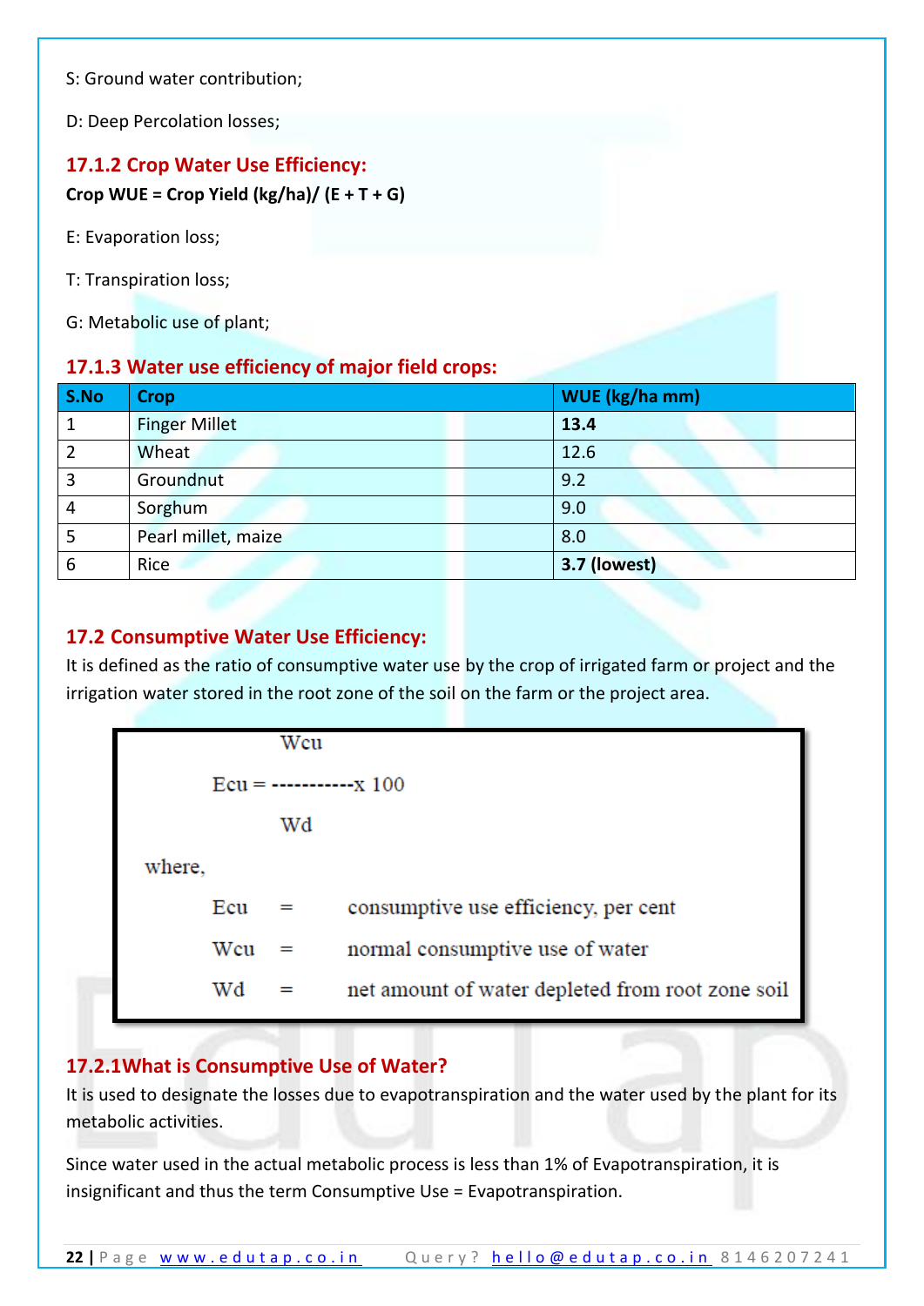S: Ground water contribution;

D: Deep Percolation losses;

### 17.1.2 Crop Water Use Efficiency:

**Crop WUE = Crop Yield (kg/ha)/ (E + T + G)**

E: Evaporation loss;

T: Transpiration loss;

G: Metabolic use of plant;

### 17.1.3 Water use efficiency of major field crops:

| S.No | Crop | WUE (kg/ha mm) |
|---|---|---|
| 1 | Finger Millet | **13.4** |
| 2 | Wheat | 12.6 |
| 3 | Groundnut | 9.2 |
| 4 | Sorghum | 9.0 |
| 5 | Pearl millet, maize | 8.0 |
| 6 | Rice | **3.7 (lowest)** |

## 17.2 Consumptive Water Use Efficiency:

It is defined as the ratio of consumptive water use by the crop of irrigated farm or project and the irrigation water stored in the root zone of the soil on the farm or the project area.

$$E_{cu} = \frac{W_{cu}}{W_d} \times 100$$

where,

$E_{cu}$ = consumptive use efficiency, per cent

$W_{cu}$ = normal consumptive use of water

$W_d$ = net amount of water depleted from root zone soil

### 17.2.1What is Consumptive Use of Water?

It is used to designate the losses due to evapotranspiration and the water used by the plant for its metabolic activities.

Since water used in the actual metabolic process is less than 1% of Evapotranspiration, it is insignificant and thus the term Consumptive Use = Evapotranspiration.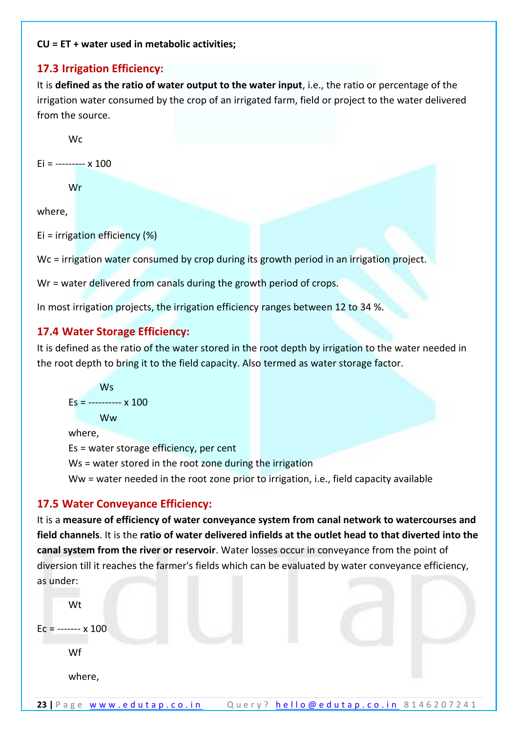**CU = ET + water used in metabolic activities;**

## 17.3 Irrigation Efficiency:

It is **defined as the ratio of water output to the water input**, i.e., the ratio or percentage of the irrigation water consumed by the crop of an irrigated farm, field or project to the water delivered from the source.

$$E_i = \frac{W_c}{W_r} \times 100$$

where,

$E_i$ = irrigation efficiency (%)

$W_c$ = irrigation water consumed by crop during its growth period in an irrigation project.

$W_r$ = water delivered from canals during the growth period of crops.

In most irrigation projects, the irrigation efficiency ranges between 12 to 34 %.

## 17.4 Water Storage Efficiency:

It is defined as the ratio of the water stored in the root depth by irrigation to the water needed in the root depth to bring it to the field capacity. Also termed as water storage factor.

$$E_s = \frac{W_s}{W_w} \times 100$$

where,

$E_s$ = water storage efficiency, per cent

$W_s$ = water stored in the root zone during the irrigation

$W_w$ = water needed in the root zone prior to irrigation, i.e., field capacity available

## 17.5 Water Conveyance Efficiency:

It is a **measure of efficiency of water conveyance system from canal network to watercourses and field channels**. It is the **ratio of water delivered infields at the outlet head to that diverted into the canal system from the river or reservoir**. Water losses occur in conveyance from the point of diversion till it reaches the farmer's fields which can be evaluated by water conveyance efficiency, as under:

$$E_c = \frac{W_t}{W_f} \times 100$$

where,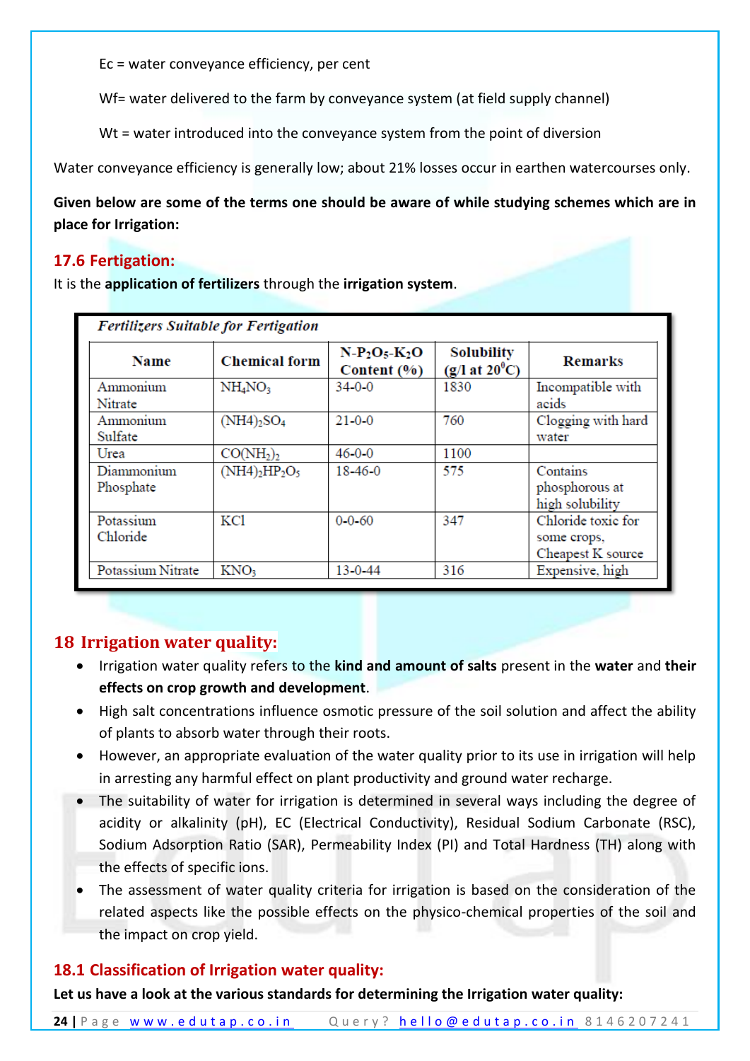Ec = water conveyance efficiency, per cent

Wf= water delivered to the farm by conveyance system (at field supply channel)

Wt = water introduced into the conveyance system from the point of diversion

Water conveyance efficiency is generally low; about 21% losses occur in earthen watercourses only.

**Given below are some of the terms one should be aware of while studying schemes which are in place for Irrigation:**

## 17.6 Fertigation:

It is the **application of fertilizers** through the **irrigation system**.

*Fertilizers Suitable for Fertigation*

| Name | Chemical form | $N\text{-}P_2O_5\text{-}K_2O$ Content (%) | Solubility (g/l at $20^0C$) | Remarks |
|---|---|---|---|---|
| Ammonium Nitrate | $NH_4NO_3$ | 34-0-0 | 1830 | Incompatible with acids |
| Ammonium Sulfate | $(NH4)_2SO_4$ | 21-0-0 | 760 | Clogging with hard water |
| Urea | $CO(NH_2)_2$ | 46-0-0 | 1100 | |
| Diammonium Phosphate | $(NH4)_2HP_2O_5$ | 18-46-0 | 575 | Contains phosphorous at high solubility |
| Potassium Chloride | KCl | 0-0-60 | 347 | Chloride toxic for some crops, Cheapest K source |
| Potassium Nitrate | $KNO_3$ | 13-0-44 | 316 | Expensive, high |

# 18 Irrigation water quality:

- Irrigation water quality refers to the **kind and amount of salts** present in the **water** and **their effects on crop growth and development**.
- High salt concentrations influence osmotic pressure of the soil solution and affect the ability of plants to absorb water through their roots.
- However, an appropriate evaluation of the water quality prior to its use in irrigation will help in arresting any harmful effect on plant productivity and ground water recharge.
- The suitability of water for irrigation is determined in several ways including the degree of acidity or alkalinity (pH), EC (Electrical Conductivity), Residual Sodium Carbonate (RSC), Sodium Adsorption Ratio (SAR), Permeability Index (PI) and Total Hardness (TH) along with the effects of specific ions.
- The assessment of water quality criteria for irrigation is based on the consideration of the related aspects like the possible effects on the physico-chemical properties of the soil and the impact on crop yield.

## 18.1 Classification of Irrigation water quality:

**Let us have a look at the various standards for determining the Irrigation water quality:**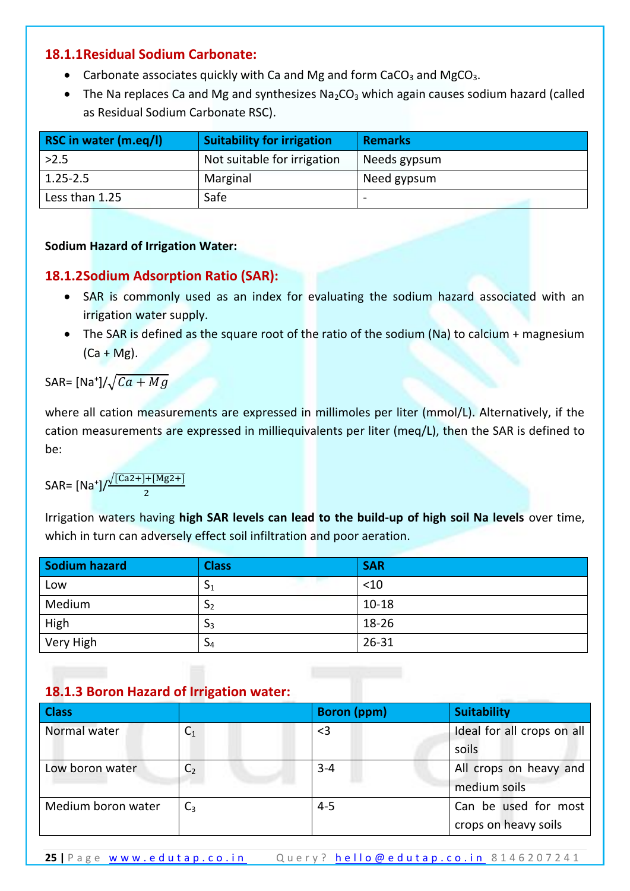### 18.1.1Residual Sodium Carbonate:

- Carbonate associates quickly with Ca and Mg and form $CaCO_3$ and $MgCO_3$.
- The Na replaces Ca and Mg and synthesizes $Na_2CO_3$ which again causes sodium hazard (called as Residual Sodium Carbonate RSC).

| RSC in water (m.eq/l) | Suitability for irrigation | Remarks |
|---|---|---|
| >2.5 | Not suitable for irrigation | Needs gypsum |
| 1.25-2.5 | Marginal | Need gypsum |
| Less than 1.25 | Safe | - |

**Sodium Hazard of Irrigation Water:**

### 18.1.2Sodium Adsorption Ratio (SAR):

- SAR is commonly used as an index for evaluating the sodium hazard associated with an irrigation water supply.
- The SAR is defined as the square root of the ratio of the sodium (Na) to calcium + magnesium (Ca + Mg).

SAR= $[Na^{+}]/\sqrt{Ca + Mg}$

where all cation measurements are expressed in millimoles per liter (mmol/L). Alternatively, if the cation measurements are expressed in milliequivalents per liter (meq/L), then the SAR is defined to be:

SAR= $[Na^{+}]/\frac{\sqrt{[Ca2+]+[Mg2+]}}{2}$

Irrigation waters having **high SAR levels can lead to the build-up of high soil Na levels** over time, which in turn can adversely effect soil infiltration and poor aeration.

| Sodium hazard | Class | SAR |
|---|---|---|
| Low | $S_1$ | <10 |
| Medium | $S_2$ | 10-18 |
| High | $S_3$ | 18-26 |
| Very High | $S_4$ | 26-31 |

### 18.1.3 Boron Hazard of Irrigation water:

| Class | | Boron (ppm) | Suitability |
|---|---|---|---|
| Normal water | $C_1$ | <3 | Ideal for all crops on all soils |
| Low boron water | $C_2$ | 3-4 | All crops on heavy and medium soils |
| Medium boron water | $C_3$ | 4-5 | Can be used for most crops on heavy soils |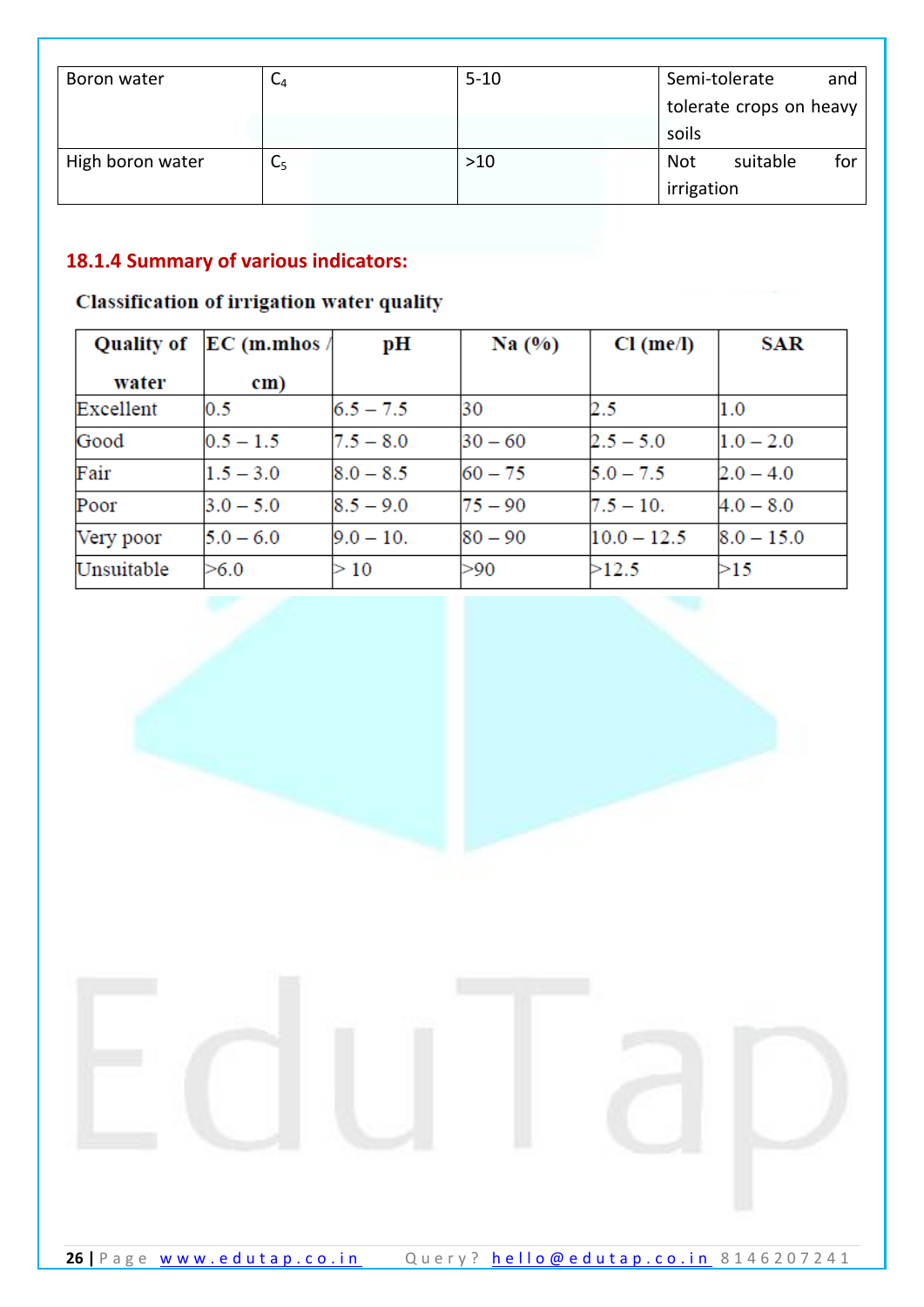| | | | |
|---|---|---|---|
| Boron water | $C_4$ | 5-10 | Semi-tolerate and tolerate crops on heavy soils |
| High boron water | $C_5$ | >10 | Not suitable for irrigation |

### 18.1.4 Summary of various indicators:

**Classification of irrigation water quality**

| Quality of water | EC (m.mhos / cm) | pH | Na (%) | Cl (me/l) | SAR |
|---|---|---|---|---|---|
| Excellent | 0.5 | 6.5 – 7.5 | 30 | 2.5 | 1.0 |
| Good | 0.5 – 1.5 | 7.5 – 8.0 | 30 – 60 | 2.5 – 5.0 | 1.0 – 2.0 |
| Fair | 1.5 – 3.0 | 8.0 – 8.5 | 60 – 75 | 5.0 – 7.5 | 2.0 – 4.0 |
| Poor | 3.0 – 5.0 | 8.5 – 9.0 | 75 – 90 | 7.5 – 10. | 4.0 – 8.0 |
| Very poor | 5.0 – 6.0 | 9.0 – 10. | 80 – 90 | 10.0 – 12.5 | 8.0 – 15.0 |
| Unsuitable | >6.0 | > 10 | >90 | >12.5 | >15 |